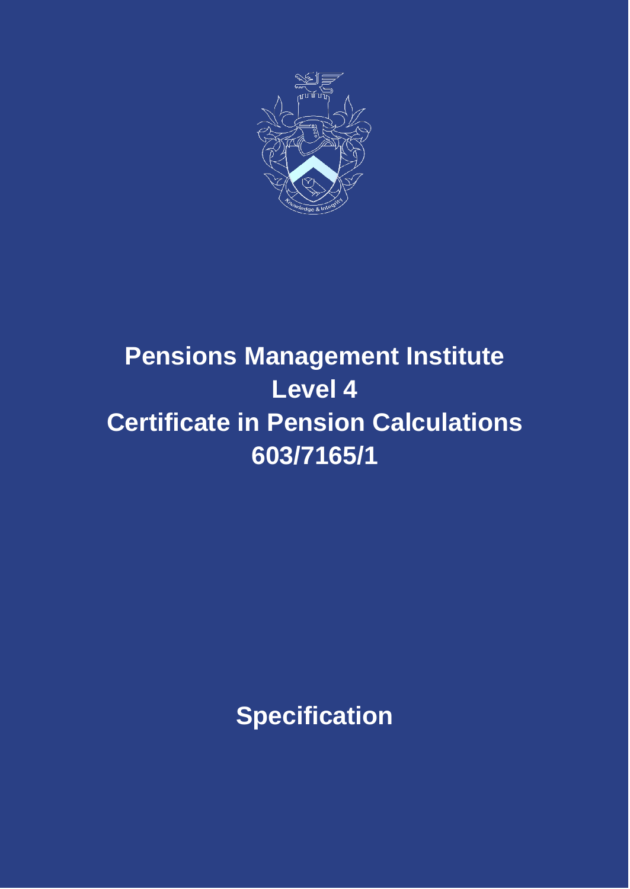# Pensions Management Institute
# Level 4
# Certificate in Pension Calculations
# 603/7165/1

## Specification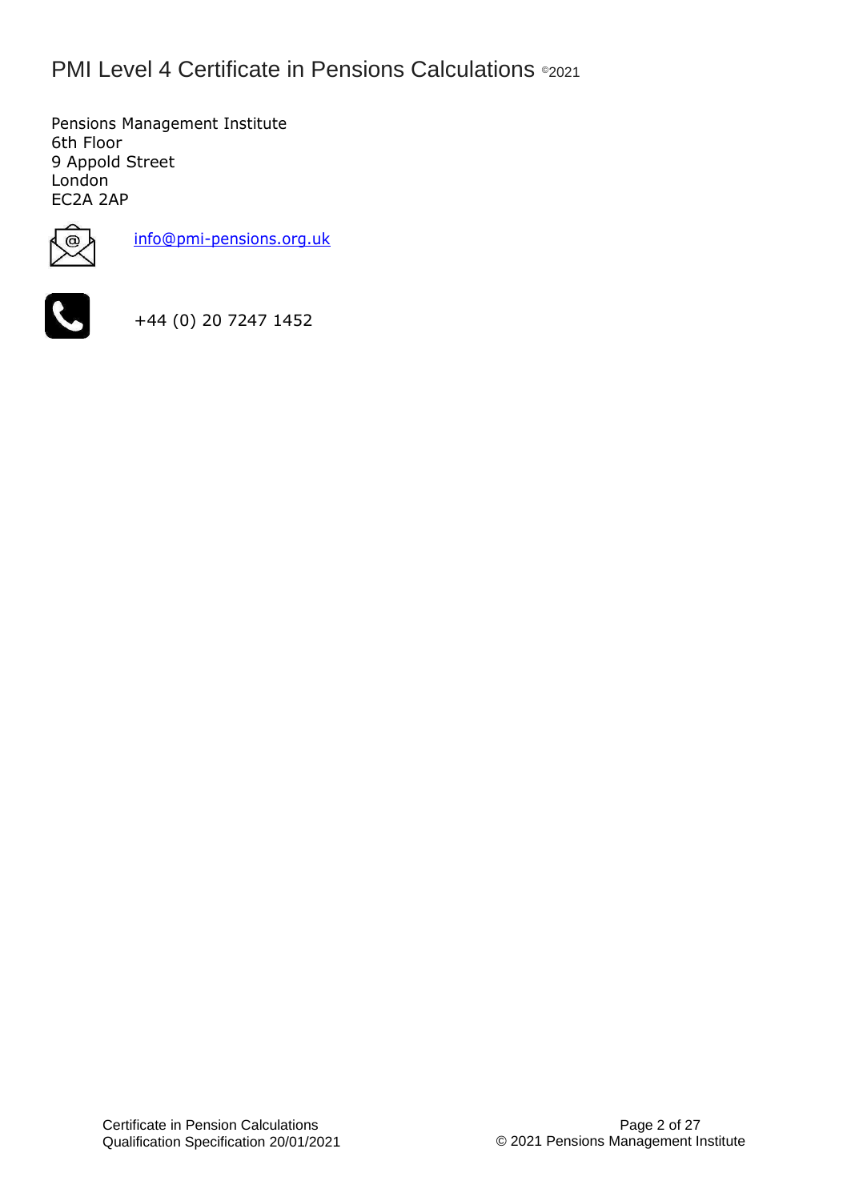PMI Level 4 Certificate in Pensions Calculations ©2021

Pensions Management Institute
6th Floor
9 Appold Street
London
EC2A 2AP

info@pmi-pensions.org.uk

+44 (0) 20 7247 1452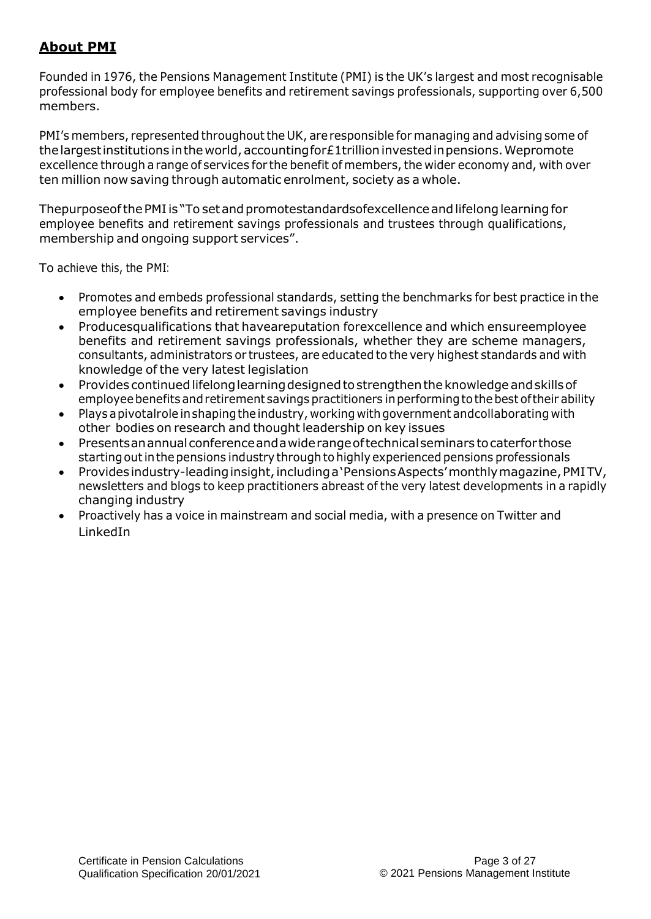## **About PMI**

Founded in 1976, the Pensions Management Institute (PMI) is the UK's largest and most recognisable professional body for employee benefits and retirement savings professionals, supporting over 6,500 members.

PMI's members, represented throughout the UK, are responsible for managing and advising some of the largest institutions in the world, accounting for £1 trillion invested in pensions. We promote excellence through a range of services for the benefit of members, the wider economy and, with over ten million now saving through automatic enrolment, society as a whole.

The purpose of the PMI is "To set and promote standards of excellence and lifelong learning for employee benefits and retirement savings professionals and trustees through qualifications, membership and ongoing support services".

To achieve this, the PMI:

- Promotes and embeds professional standards, setting the benchmarks for best practice in the employee benefits and retirement savings industry
- Produces qualifications that have a reputation for excellence and which ensure employee benefits and retirement savings professionals, whether they are scheme managers, consultants, administrators or trustees, are educated to the very highest standards and with knowledge of the very latest legislation
- Provides continued lifelong learning designed to strengthen the knowledge and skills of employee benefits and retirement savings practitioners in performing to the best of their ability
- Plays a pivotal role in shaping the industry, working with government and collaborating with other bodies on research and thought leadership on key issues
- Presents an annual conference and a wide range of technical seminars to cater for those starting out in the pensions industry through to highly experienced pensions professionals
- Provides industry-leading insight, including a 'Pensions Aspects' monthly magazine, PMI TV, newsletters and blogs to keep practitioners abreast of the very latest developments in a rapidly changing industry
- Proactively has a voice in mainstream and social media, with a presence on Twitter and LinkedIn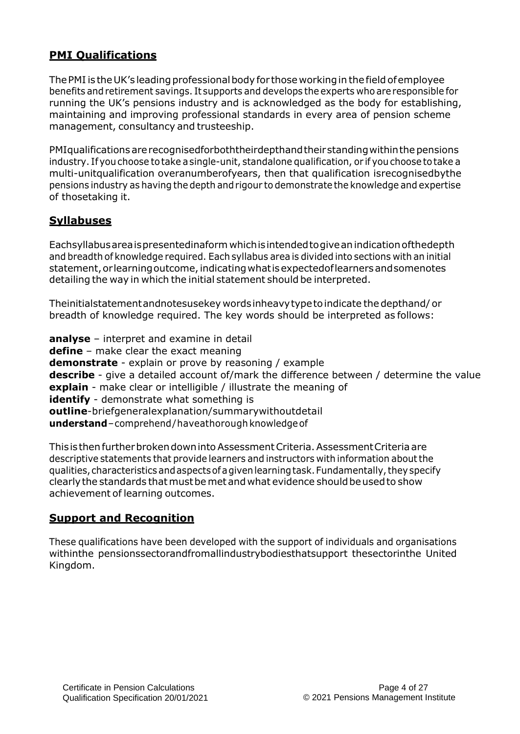## PMI Qualifications

The PMI is the UK's leading professional body for those working in the field of employee benefits and retirement savings. It supports and develops the experts who are responsible for running the UK's pensions industry and is acknowledged as the body for establishing, maintaining and improving professional standards in every area of pension scheme management, consultancy and trusteeship.

PMI qualifications are recognised for both their depth and their standing within the pensions industry. If you choose to take a single-unit, standalone qualification, or if you choose to take a multi-unit qualification over a number of years, then that qualification is recognised by the pensions industry as having the depth and rigour to demonstrate the knowledge and expertise of those taking it.

## Syllabuses

Each syllabus area is presented in a form which is intended to give an indication of the depth and breadth of knowledge required. Each syllabus area is divided into sections with an initial statement, or learning outcome, indicating what is expected of learners and some notes detailing the way in which the initial statement should be interpreted.

The initial statement and notes use key words in heavy type to indicate the depth and/ or breadth of knowledge required. The key words should be interpreted as follows:

**analyse** – interpret and examine in detail
**define** – make clear the exact meaning
**demonstrate** - explain or prove by reasoning / example
**describe** - give a detailed account of/mark the difference between / determine the value
**explain** - make clear or intelligible / illustrate the meaning of
**identify** - demonstrate what something is
**outline** - brief general explanation/summary without detail
**understand** – comprehend / have a thorough knowledge of

This is then further broken down into Assessment Criteria. Assessment Criteria are descriptive statements that provide learners and instructors with information about the qualities, characteristics and aspects of a given learning task. Fundamentally, they specify clearly the standards that must be met and what evidence should be used to show achievement of learning outcomes.

## Support and Recognition

These qualifications have been developed with the support of individuals and organisations within the pensions sector and from all industry bodies that support the sector in the United Kingdom.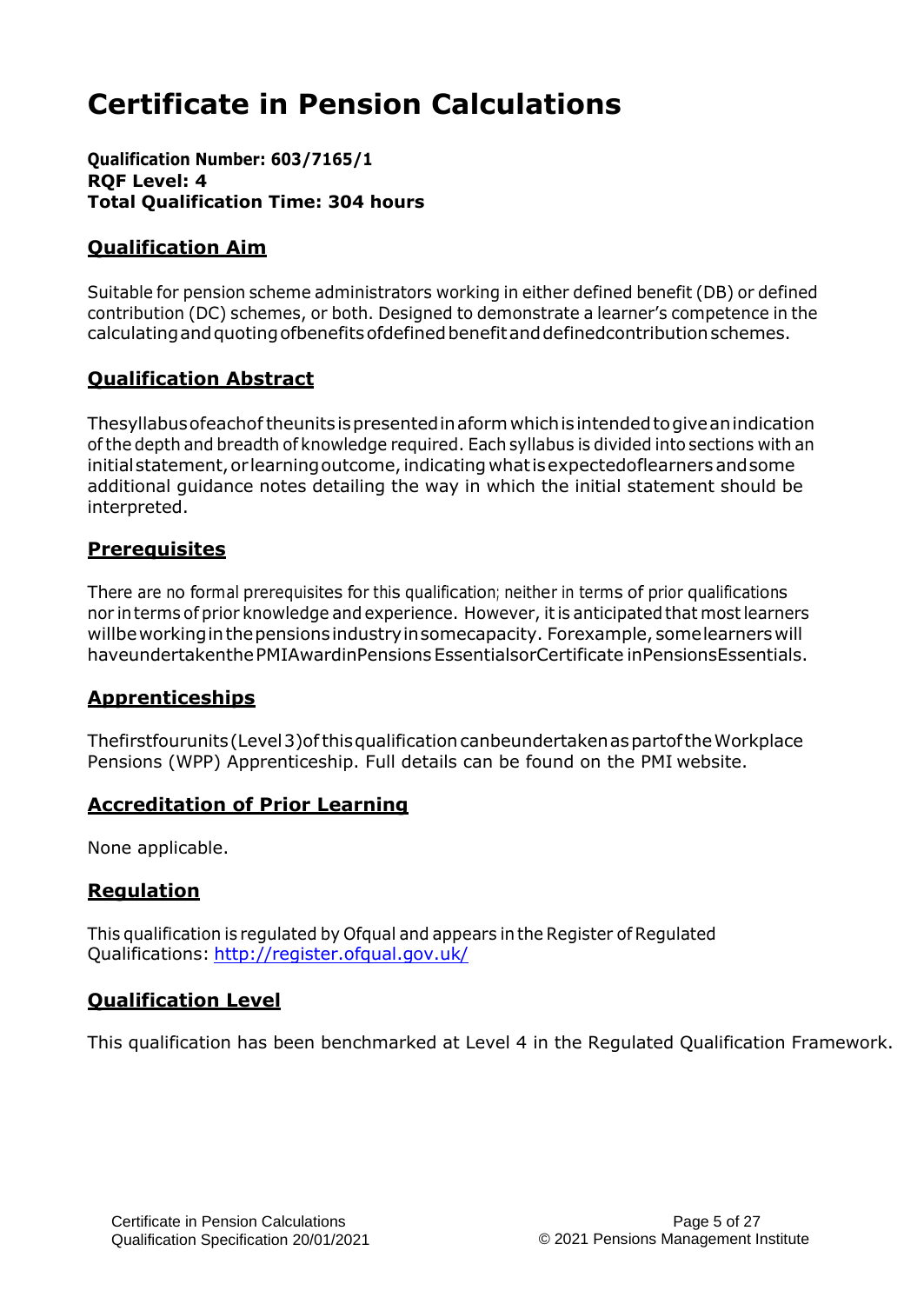# Certificate in Pension Calculations

**Qualification Number: 603/7165/1**
**RQF Level: 4**
**Total Qualification Time: 304 hours**

## Qualification Aim

Suitable for pension scheme administrators working in either defined benefit (DB) or defined contribution (DC) schemes, or both. Designed to demonstrate a learner's competence in the calculating and quoting of benefits of defined benefit and defined contribution schemes.

## Qualification Abstract

The syllabus of each of the units is presented in a form which is intended to give an indication of the depth and breadth of knowledge required. Each syllabus is divided into sections with an initial statement, or learning outcome, indicating what is expected of learners and some additional guidance notes detailing the way in which the initial statement should be interpreted.

## Prerequisites

There are no formal prerequisites for this qualification; neither in terms of prior qualifications nor in terms of prior knowledge and experience. However, it is anticipated that most learners will be working in the pensions industry in some capacity. For example, some learners will have undertaken the PMI Award in Pensions Essentials or Certificate in Pensions Essentials.

## Apprenticeships

The first four units (Level 3) of this qualification can be undertaken as part of the Workplace Pensions (WPP) Apprenticeship. Full details can be found on the PMI website.

## Accreditation of Prior Learning

None applicable.

## Regulation

This qualification is regulated by Ofqual and appears in the Register of Regulated Qualifications: http://register.ofqual.gov.uk/

## Qualification Level

This qualification has been benchmarked at Level 4 in the Regulated Qualification Framework.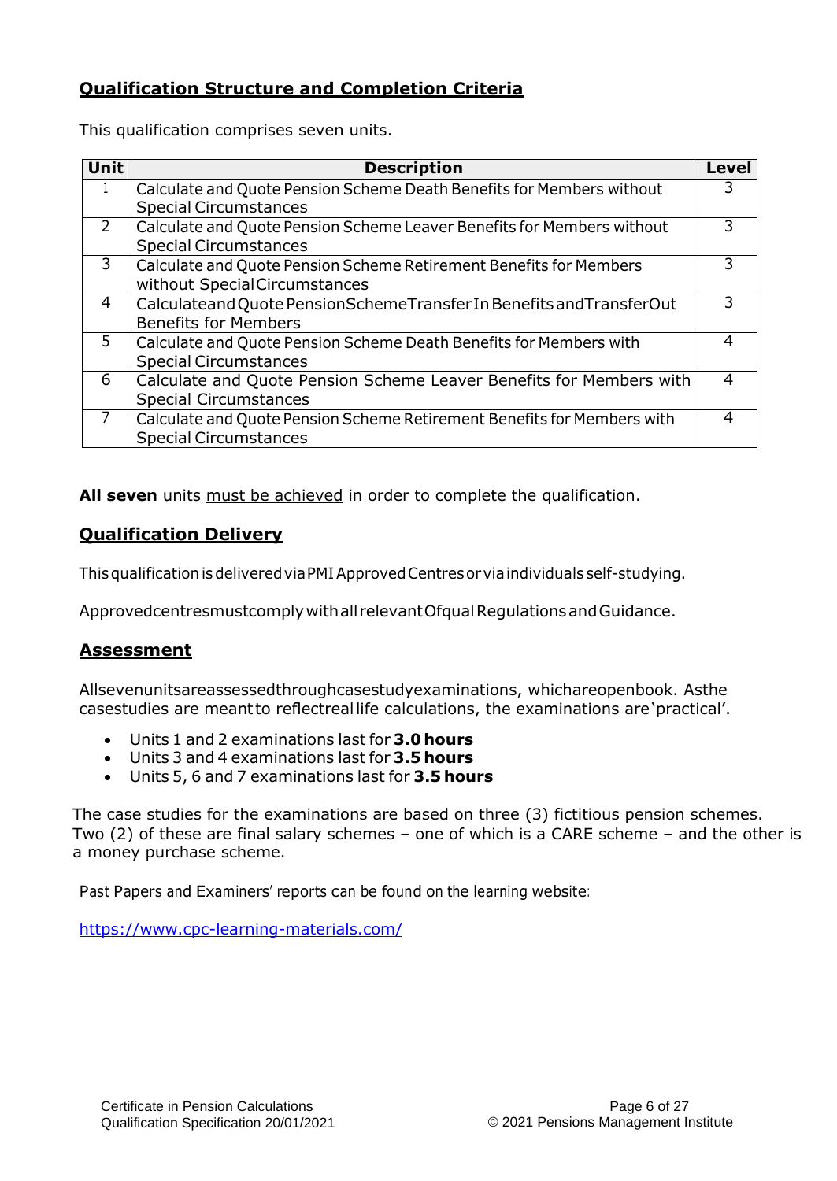## Qualification Structure and Completion Criteria

This qualification comprises seven units.

| Unit | Description | Level |
|---|---|---|
| 1 | Calculate and Quote Pension Scheme Death Benefits for Members without Special Circumstances | 3 |
| 2 | Calculate and Quote Pension Scheme Leaver Benefits for Members without Special Circumstances | 3 |
| 3 | Calculate and Quote Pension Scheme Retirement Benefits for Members without Special Circumstances | 3 |
| 4 | Calculate and Quote Pension Scheme Transfer In Benefits and Transfer Out Benefits for Members | 3 |
| 5 | Calculate and Quote Pension Scheme Death Benefits for Members with Special Circumstances | 4 |
| 6 | Calculate and Quote Pension Scheme Leaver Benefits for Members with Special Circumstances | 4 |
| 7 | Calculate and Quote Pension Scheme Retirement Benefits for Members with Special Circumstances | 4 |

**All seven** units must be achieved in order to complete the qualification.

## Qualification Delivery

This qualification is delivered via PMI Approved Centres or via individuals self-studying.

Approved centres must comply with all relevant Ofqual Regulations and Guidance.

## Assessment

All seven units are assessed through case study examinations, which are open book. As the case studies are meant to reflect real life calculations, the examinations are 'practical'.

- Units 1 and 2 examinations last for **3.0 hours**
- Units 3 and 4 examinations last for **3.5 hours**
- Units 5, 6 and 7 examinations last for **3.5 hours**

The case studies for the examinations are based on three (3) fictitious pension schemes. Two (2) of these are final salary schemes – one of which is a CARE scheme – and the other is a money purchase scheme.

Past Papers and Examiners' reports can be found on the learning website:

https://www.cpc-learning-materials.com/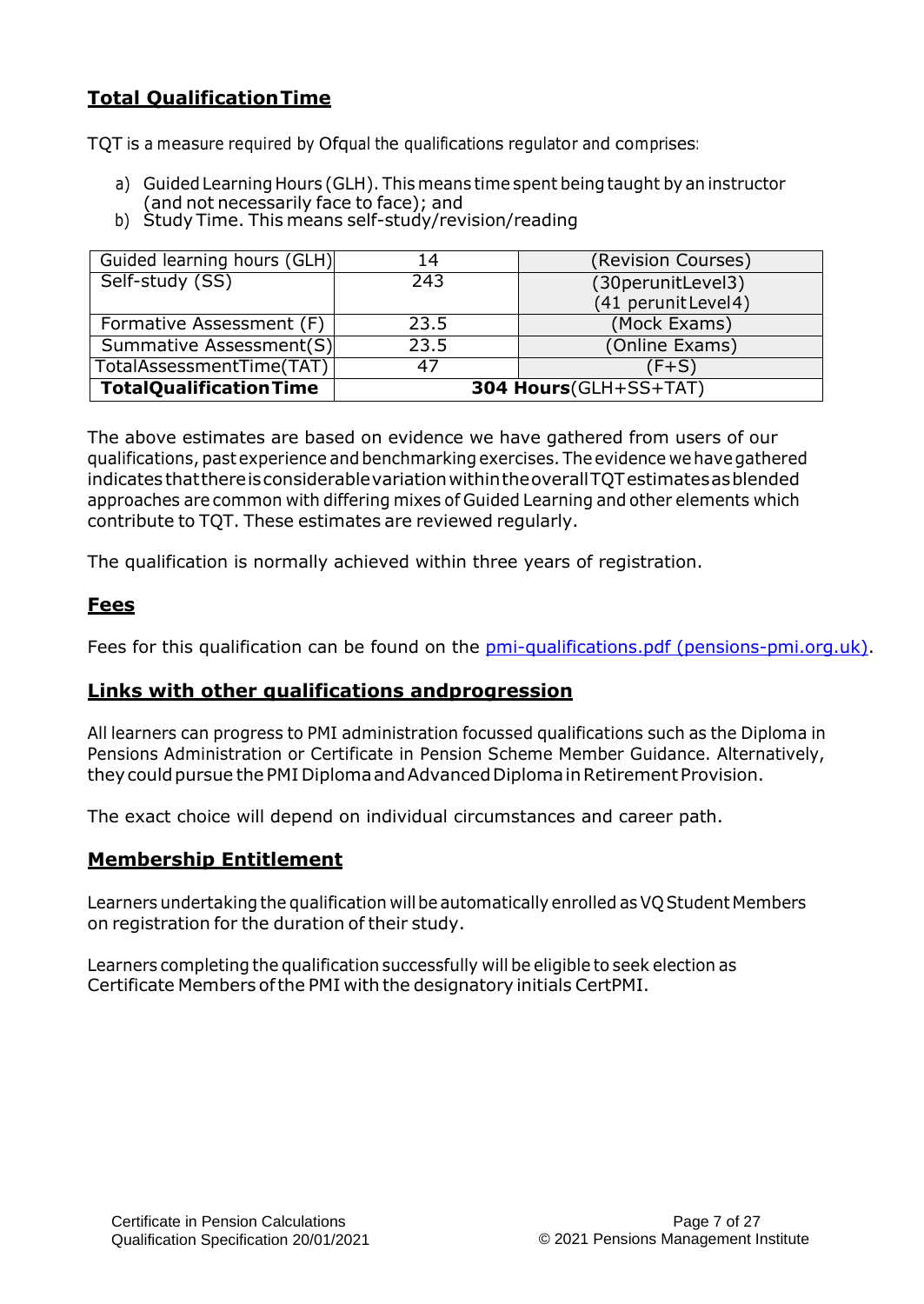## Total Qualification Time

TQT is a measure required by Ofqual the qualifications regulator and comprises:

a) Guided Learning Hours (GLH). This means time spent being taught by an instructor (and not necessarily face to face); and
b) Study Time. This means self-study/revision/reading

| Guided learning hours (GLH) | 14 | (Revision Courses) |
|---|---|---|
| Self-study (SS) | 243 | (30 per unit Level 3) (41 per unit Level 4) |
| Formative Assessment (F) | 23.5 | (Mock Exams) |
| Summative Assessment (S) | 23.5 | (Online Exams) |
| Total Assessment Time (TAT) | 47 | (F+S) |
| **Total Qualification Time** | **304 Hours** (GLH+SS+TAT) | |

The above estimates are based on evidence we have gathered from users of our qualifications, past experience and benchmarking exercises. The evidence we have gathered indicates that there is considerable variation within the overall TQT estimates as blended approaches are common with differing mixes of Guided Learning and other elements which contribute to TQT. These estimates are reviewed regularly.

The qualification is normally achieved within three years of registration.

## Fees

Fees for this qualification can be found on the [pmi-qualifications.pdf (pensions-pmi.org.uk)](pensions-pmi.org.uk).

## Links with other qualifications and progression

All learners can progress to PMI administration focussed qualifications such as the Diploma in Pensions Administration or Certificate in Pension Scheme Member Guidance. Alternatively, they could pursue the PMI Diploma and Advanced Diploma in Retirement Provision.

The exact choice will depend on individual circumstances and career path.

## Membership Entitlement

Learners undertaking the qualification will be automatically enrolled as VQ Student Members on registration for the duration of their study.

Learners completing the qualification successfully will be eligible to seek election as Certificate Members of the PMI with the designatory initials CertPMI.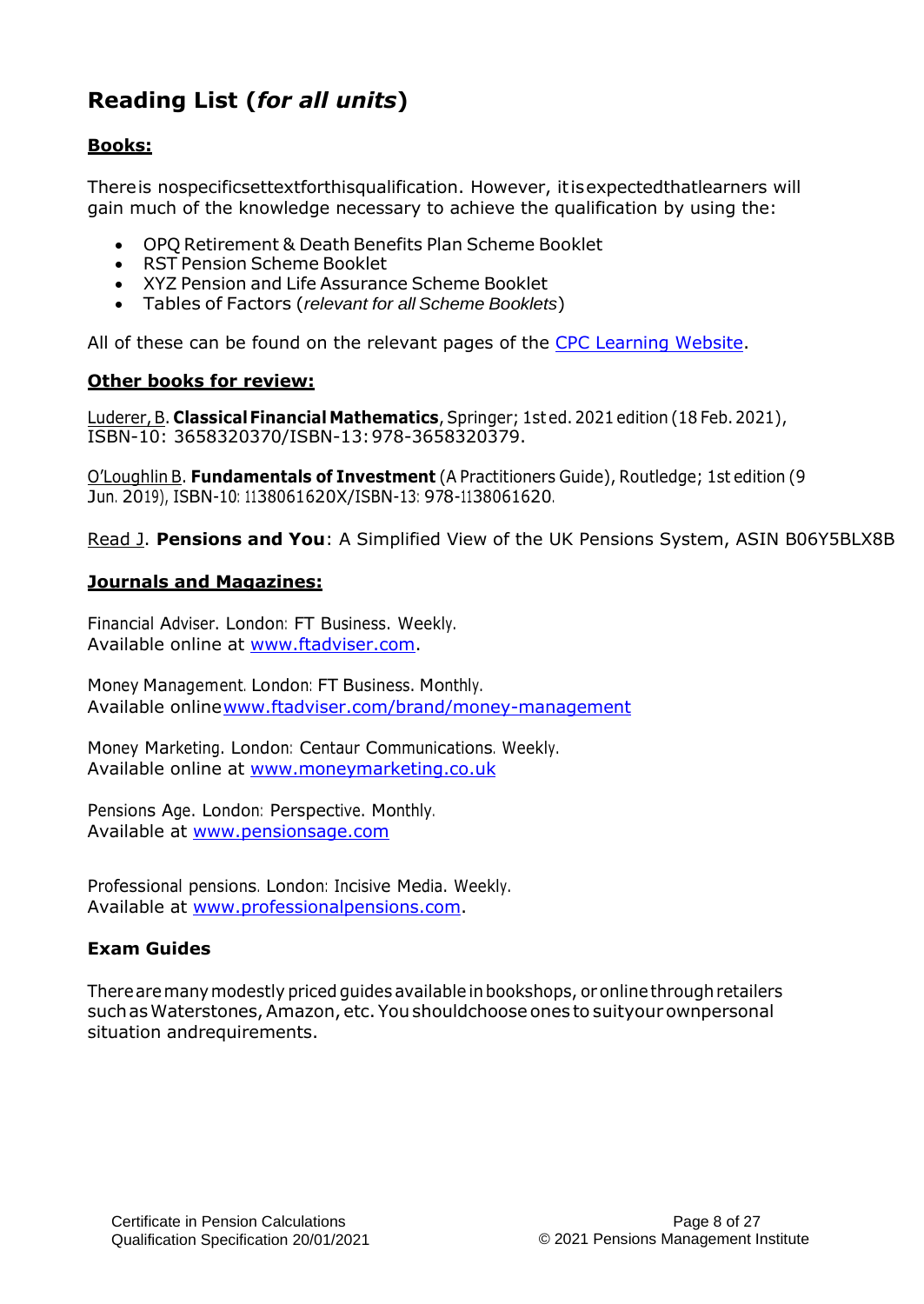## Reading List (*for all units*)

### Books:

There is no specific set text for this qualification. However, it is expected that learners will gain much of the knowledge necessary to achieve the qualification by using the:

- OPQ Retirement & Death Benefits Plan Scheme Booklet
- RST Pension Scheme Booklet
- XYZ Pension and Life Assurance Scheme Booklet
- Tables of Factors (*relevant for all Scheme Booklets*)

All of these can be found on the relevant pages of the CPC Learning Website.

### Other books for review:

Luderer, B. **Classical Financial Mathematics**, Springer; 1st ed. 2021 edition (18 Feb. 2021), ISBN-10: 3658320370/ISBN-13: 978-3658320379.

O'Loughlin B. **Fundamentals of Investment** (A Practitioners Guide), Routledge; 1st edition (9 Jun. 2019), ISBN-10: 113806162 0X/ISBN-13: 978-1138061620.

Read J. **Pensions and You**: A Simplified View of the UK Pensions System, ASIN B06Y5BLX8B

### Journals and Magazines:

Financial Adviser. London: FT Business. Weekly.
Available online at www.ftadviser.com.

Money Management. London: FT Business. Monthly.
Available online www.ftadviser.com/brand/money-management

Money Marketing. London: Centaur Communications. Weekly.
Available online at www.moneymarketing.co.uk

Pensions Age. London: Perspective. Monthly.
Available at www.pensionsage.com

Professional pensions. London: Incisive Media. Weekly.
Available at www.professionalpensions.com.

### Exam Guides

There are many modestly priced guides available in bookshops, or online through retailers such as Waterstones, Amazon, etc. You should choose ones to suit your own personal situation and requirements.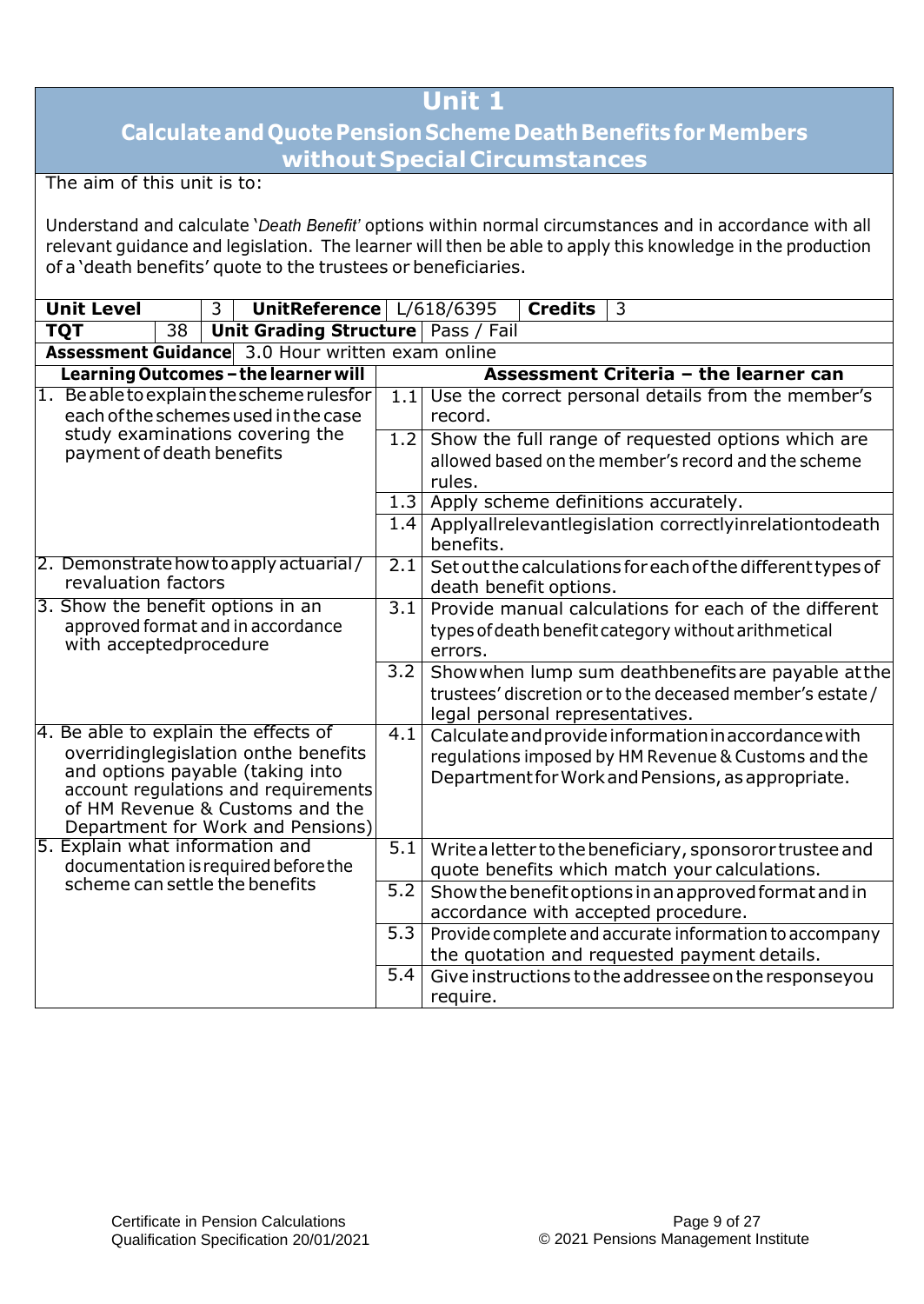# Unit 1

## Calculate and Quote Pension Scheme Death Benefits for Members without Special Circumstances

The aim of this unit is to:

Understand and calculate '*Death Benefit*' options within normal circumstances and in accordance with all relevant guidance and legislation. The learner will then be able to apply this knowledge in the production of a 'death benefits' quote to the trustees or beneficiaries.

| **Unit Level** | 3 | **Unit Reference** | L/618/6395 | **Credits** | 3 |
|---|---|---|---|---|---|
| **TQT** | 38 | **Unit Grading Structure** | Pass / Fail | | |
| **Assessment Guidance** | 3.0 Hour written exam online | | | | |

| **Learning Outcomes – the learner will** | | **Assessment Criteria – the learner can** |
|---|---|---|
| 1. Be able to explain the scheme rules for each of the schemes used in the case study examinations covering the payment of death benefits | 1.1 | Use the correct personal details from the member's record. |
| | 1.2 | Show the full range of requested options which are allowed based on the member's record and the scheme rules. |
| | 1.3 | Apply scheme definitions accurately. |
| | 1.4 | Apply all relevant legislation correctly in relation to death benefits. |
| 2. Demonstrate how to apply actuarial / revaluation factors | 2.1 | Set out the calculations for each of the different types of death benefit options. |
| 3. Show the benefit options in an approved format and in accordance with accepted procedure | 3.1 | Provide manual calculations for each of the different types of death benefit category without arithmetical errors. |
| | 3.2 | Show when lump sum death benefits are payable at the trustees' discretion or to the deceased member's estate / legal personal representatives. |
| 4. Be able to explain the effects of overriding legislation on the benefits and options payable (taking into account regulations and requirements of HM Revenue & Customs and the Department for Work and Pensions) | 4.1 | Calculate and provide information in accordance with regulations imposed by HM Revenue & Customs and the Department for Work and Pensions, as appropriate. |
| 5. Explain what information and documentation is required before the scheme can settle the benefits | 5.1 | Write a letter to the beneficiary, sponsor or trustee and quote benefits which match your calculations. |
| | 5.2 | Show the benefit options in an approved format and in accordance with accepted procedure. |
| | 5.3 | Provide complete and accurate information to accompany the quotation and requested payment details. |
| | 5.4 | Give instructions to the addressee on the response you require. |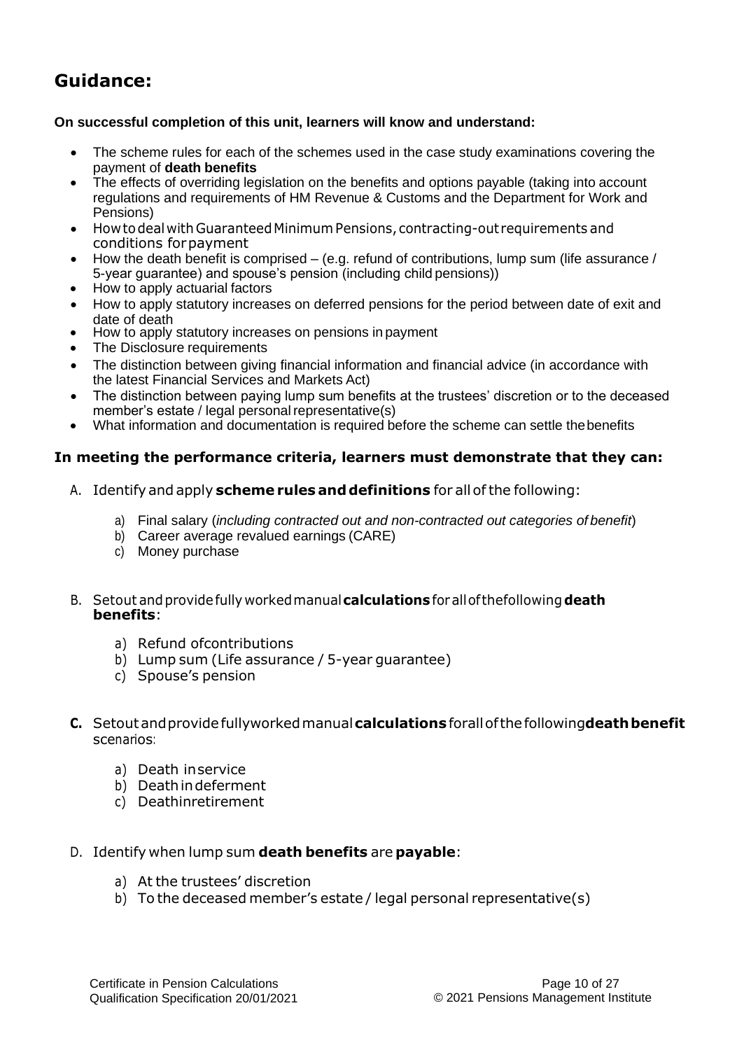## Guidance:

**On successful completion of this unit, learners will know and understand:**

- The scheme rules for each of the schemes used in the case study examinations covering the payment of **death benefits**
- The effects of overriding legislation on the benefits and options payable (taking into account regulations and requirements of HM Revenue & Customs and the Department for Work and Pensions)
- How to deal with Guaranteed Minimum Pensions, contracting-out requirements and conditions for payment
- How the death benefit is comprised – (e.g. refund of contributions, lump sum (life assurance / 5-year guarantee) and spouse's pension (including child pensions))
- How to apply actuarial factors
- How to apply statutory increases on deferred pensions for the period between date of exit and date of death
- How to apply statutory increases on pensions in payment
- The Disclosure requirements
- The distinction between giving financial information and financial advice (in accordance with the latest Financial Services and Markets Act)
- The distinction between paying lump sum benefits at the trustees' discretion or to the deceased member's estate / legal personal representative(s)
- What information and documentation is required before the scheme can settle the benefits

**In meeting the performance criteria, learners must demonstrate that they can:**

A. Identify and apply **scheme rules and definitions** for all of the following:

   a) Final salary (*including contracted out and non-contracted out categories of benefit*)
   b) Career average revalued earnings (CARE)
   c) Money purchase

B. Set out and provide fully worked manual **calculations** for all of the following **death benefits**:

   a) Refund of contributions
   b) Lump sum (Life assurance / 5-year guarantee)
   c) Spouse's pension

**C.** Set out and provide fully worked manual **calculations** for all of the following **death benefit** scenarios:

   a) Death in service
   b) Death in deferment
   c) Death in retirement

D. Identify when lump sum **death benefits** are **payable**:

   a) At the trustees' discretion
   b) To the deceased member's estate / legal personal representative(s)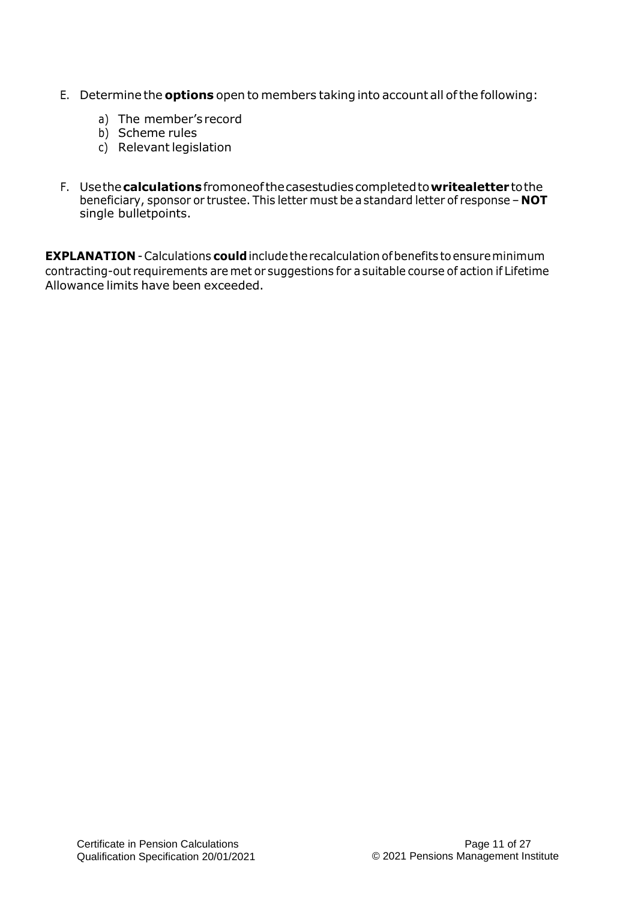E. Determine the **options** open to members taking into account all of the following:

   a) The member's record
   b) Scheme rules
   c) Relevant legislation

F. Use the **calculations** from one of the case studies completed to **write a letter** to the beneficiary, sponsor or trustee. This letter must be a standard letter of response – **NOT** single bulletpoints.

**EXPLANATION** - Calculations **could** include the recalculation of benefits to ensure minimum contracting-out requirements are met or suggestions for a suitable course of action if Lifetime Allowance limits have been exceeded.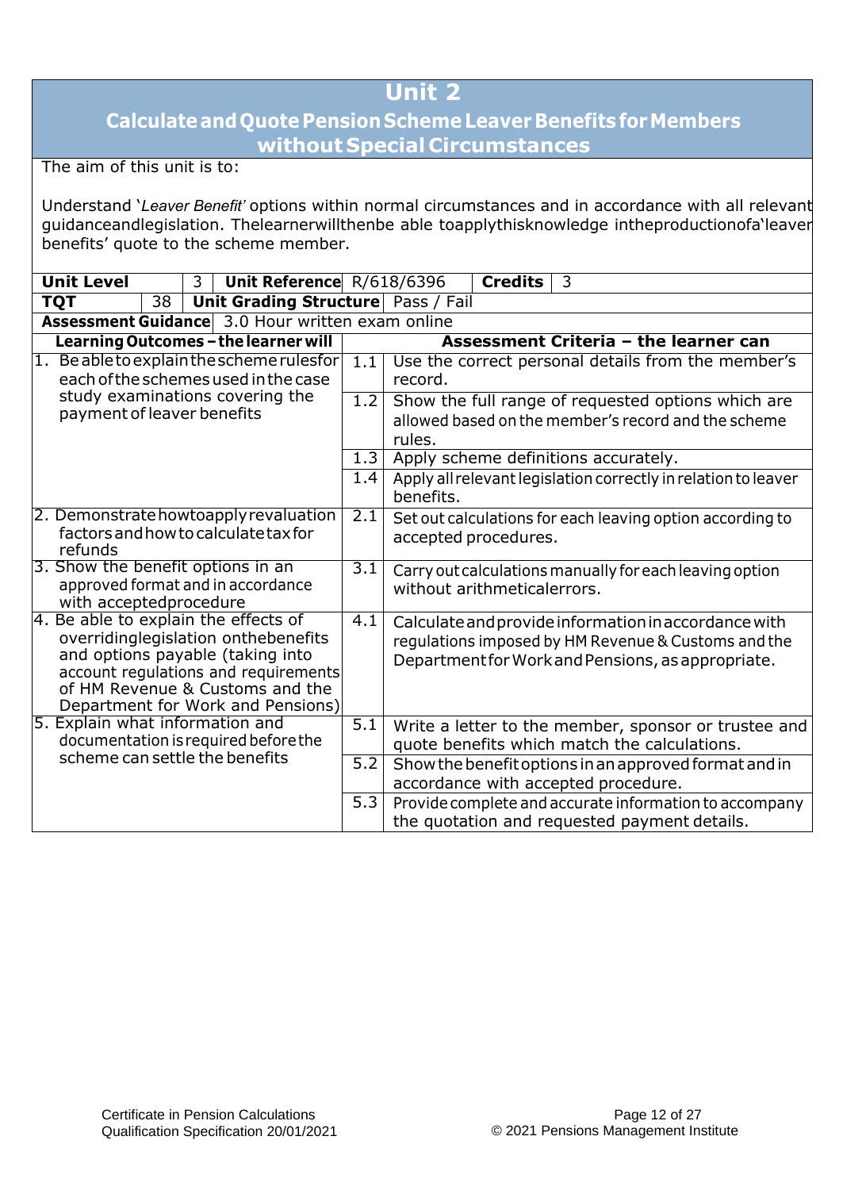# Unit 2

## Calculate and Quote Pension Scheme Leaver Benefits for Members without Special Circumstances

The aim of this unit is to:

Understand '*Leaver Benefit'* options within normal circumstances and in accordance with all relevant guidance and legislation. The learner will then be able to apply this knowledge in the production of a 'leaver benefits' quote to the scheme member.

| **Unit Level** | 3 | **Unit Reference** | R/618/6396 | **Credits** | 3 |
|---|---|---|---|---|---|
| **TQT** | 38 | **Unit Grading Structure** | Pass / Fail | | |
| **Assessment Guidance** | 3.0 Hour written exam online | | | | |

| **Learning Outcomes – the learner will** | | **Assessment Criteria – the learner can** |
|---|---|---|
| 1. Be able to explain the scheme rules for each of the schemes used in the case study examinations covering the payment of leaver benefits | 1.1 | Use the correct personal details from the member's record. |
| | 1.2 | Show the full range of requested options which are allowed based on the member's record and the scheme rules. |
| | 1.3 | Apply scheme definitions accurately. |
| | 1.4 | Apply all relevant legislation correctly in relation to leaver benefits. |
| 2. Demonstrate how to apply revaluation factors and how to calculate tax for refunds | 2.1 | Set out calculations for each leaving option according to accepted procedures. |
| 3. Show the benefit options in an approved format and in accordance with accepted procedure | 3.1 | Carry out calculations manually for each leaving option without arithmetical errors. |
| 4. Be able to explain the effects of overriding legislation on the benefits and options payable (taking into account regulations and requirements of HM Revenue & Customs and the Department for Work and Pensions) | 4.1 | Calculate and provide information in accordance with regulations imposed by HM Revenue & Customs and the Department for Work and Pensions, as appropriate. |
| 5. Explain what information and documentation is required before the scheme can settle the benefits | 5.1 | Write a letter to the member, sponsor or trustee and quote benefits which match the calculations. |
| | 5.2 | Show the benefit options in an approved format and in accordance with accepted procedure. |
| | 5.3 | Provide complete and accurate information to accompany the quotation and requested payment details. |

Certificate in Pension Calculations
Qualification Specification 20/01/2021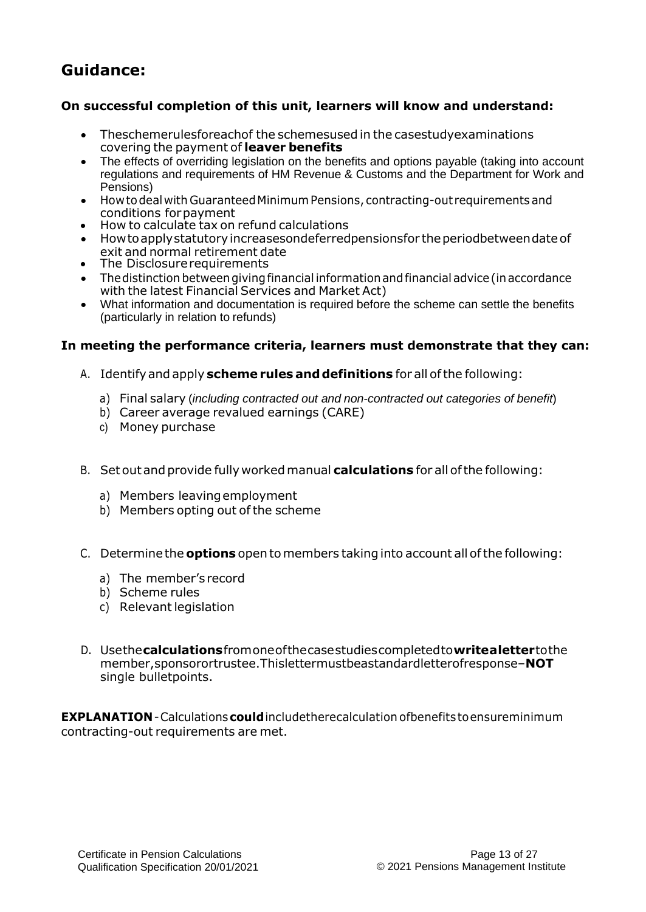## Guidance:

**On successful completion of this unit, learners will know and understand:**

- The scheme rules for each of the schemes used in the case study examinations covering the payment of **leaver benefits**
- The effects of overriding legislation on the benefits and options payable (taking into account regulations and requirements of HM Revenue & Customs and the Department for Work and Pensions)
- How to deal with Guaranteed Minimum Pensions, contracting-out requirements and conditions for payment
- How to calculate tax on refund calculations
- How to apply statutory increases on deferred pensions for the period between date of exit and normal retirement date
- The Disclosure requirements
- The distinction between giving financial information and financial advice (in accordance with the latest Financial Services and Market Act)
- What information and documentation is required before the scheme can settle the benefits (particularly in relation to refunds)

**In meeting the performance criteria, learners must demonstrate that they can:**

A. Identify and apply **scheme rules and definitions** for all of the following:

   a) Final salary (*including contracted out and non-contracted out categories of benefit*)
   b) Career average revalued earnings (CARE)
   c) Money purchase

B. Set out and provide fully worked manual **calculations** for all of the following:

   a) Members leaving employment
   b) Members opting out of the scheme

C. Determine the **options** open to members taking into account all of the following:

   a) The member's record
   b) Scheme rules
   c) Relevant legislation

D. Use the **calculations** from one of the case studies completed to **write a letter** to the member, sponsor or trustee. This letter must be a standard letter of response – **NOT** single bullet points.

**EXPLANATION** - Calculations **could** include the recalculation of benefits to ensure minimum contracting-out requirements are met.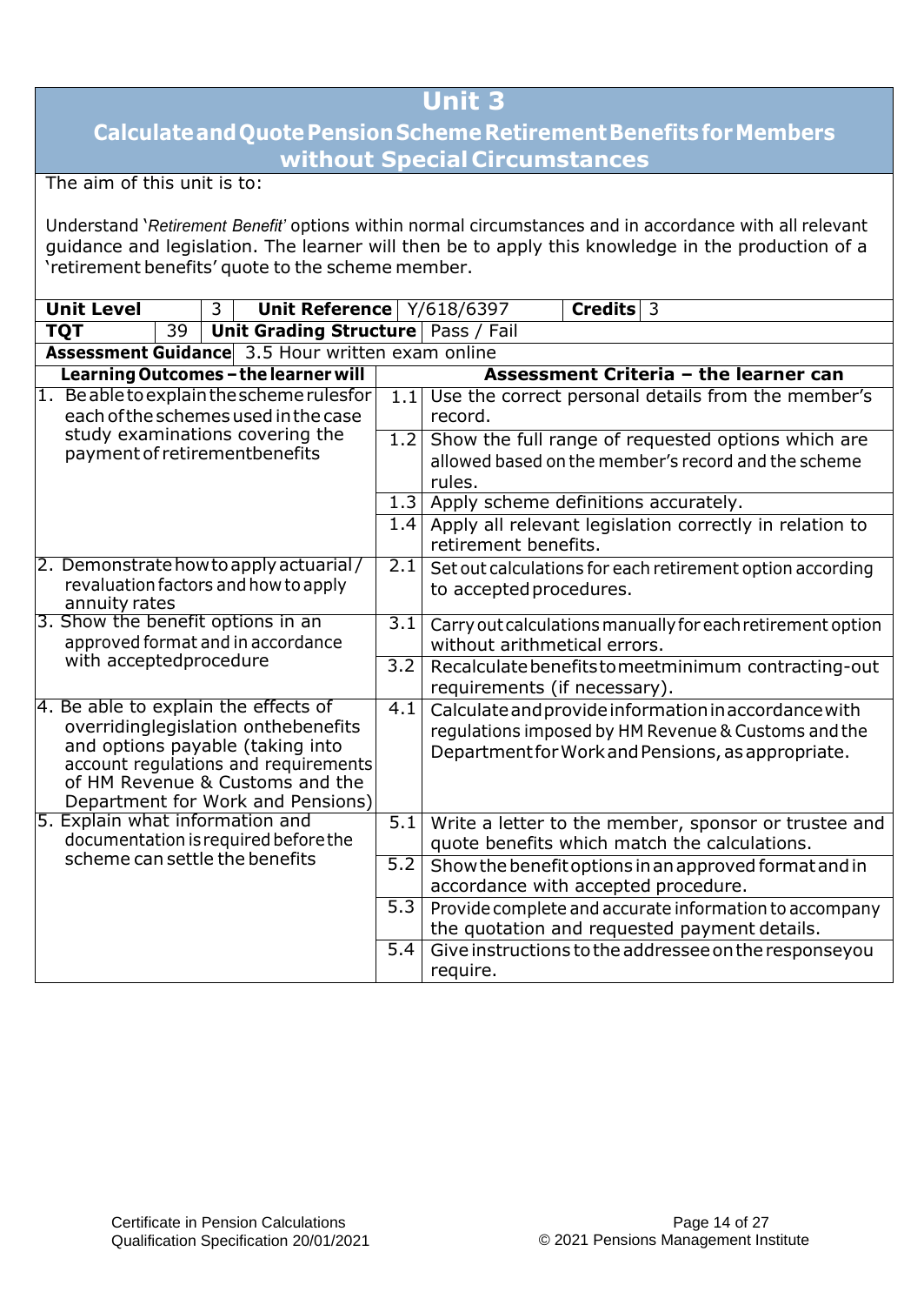# Unit 3

## Calculate and Quote Pension Scheme Retirement Benefits for Members without Special Circumstances

The aim of this unit is to:

Understand '*Retirement Benefit*' options within normal circumstances and in accordance with all relevant guidance and legislation. The learner will then be to apply this knowledge in the production of a 'retirement benefits' quote to the scheme member.

| **Unit Level** | 3 | **Unit Reference** | Y/618/6397 | **Credits** | 3 |
|---|---|---|---|---|---|
| **TQT** | 39 | **Unit Grading Structure** | Pass / Fail | | |
| **Assessment Guidance** | 3.5 Hour written exam online | | | | |

| **Learning Outcomes – the learner will** | | **Assessment Criteria – the learner can** |
|---|---|---|
| 1. Be able to explain the scheme rules for each of the schemes used in the case study examinations covering the payment of retirement benefits | 1.1 | Use the correct personal details from the member's record. |
| | 1.2 | Show the full range of requested options which are allowed based on the member's record and the scheme rules. |
| | 1.3 | Apply scheme definitions accurately. |
| | 1.4 | Apply all relevant legislation correctly in relation to retirement benefits. |
| 2. Demonstrate how to apply actuarial / revaluation factors and how to apply annuity rates | 2.1 | Set out calculations for each retirement option according to accepted procedures. |
| 3. Show the benefit options in an approved format and in accordance with accepted procedure | 3.1 | Carry out calculations manually for each retirement option without arithmetical errors. |
| | 3.2 | Recalculate benefits to meet minimum contracting-out requirements (if necessary). |
| 4. Be able to explain the effects of overriding legislation on the benefits and options payable (taking into account regulations and requirements of HM Revenue & Customs and the Department for Work and Pensions) | 4.1 | Calculate and provide information in accordance with regulations imposed by HM Revenue & Customs and the Department for Work and Pensions, as appropriate. |
| 5. Explain what information and documentation is required before the scheme can settle the benefits | 5.1 | Write a letter to the member, sponsor or trustee and quote benefits which match the calculations. |
| | 5.2 | Show the benefit options in an approved format and in accordance with accepted procedure. |
| | 5.3 | Provide complete and accurate information to accompany the quotation and requested payment details. |
| | 5.4 | Give instructions to the addressee on the response you require. |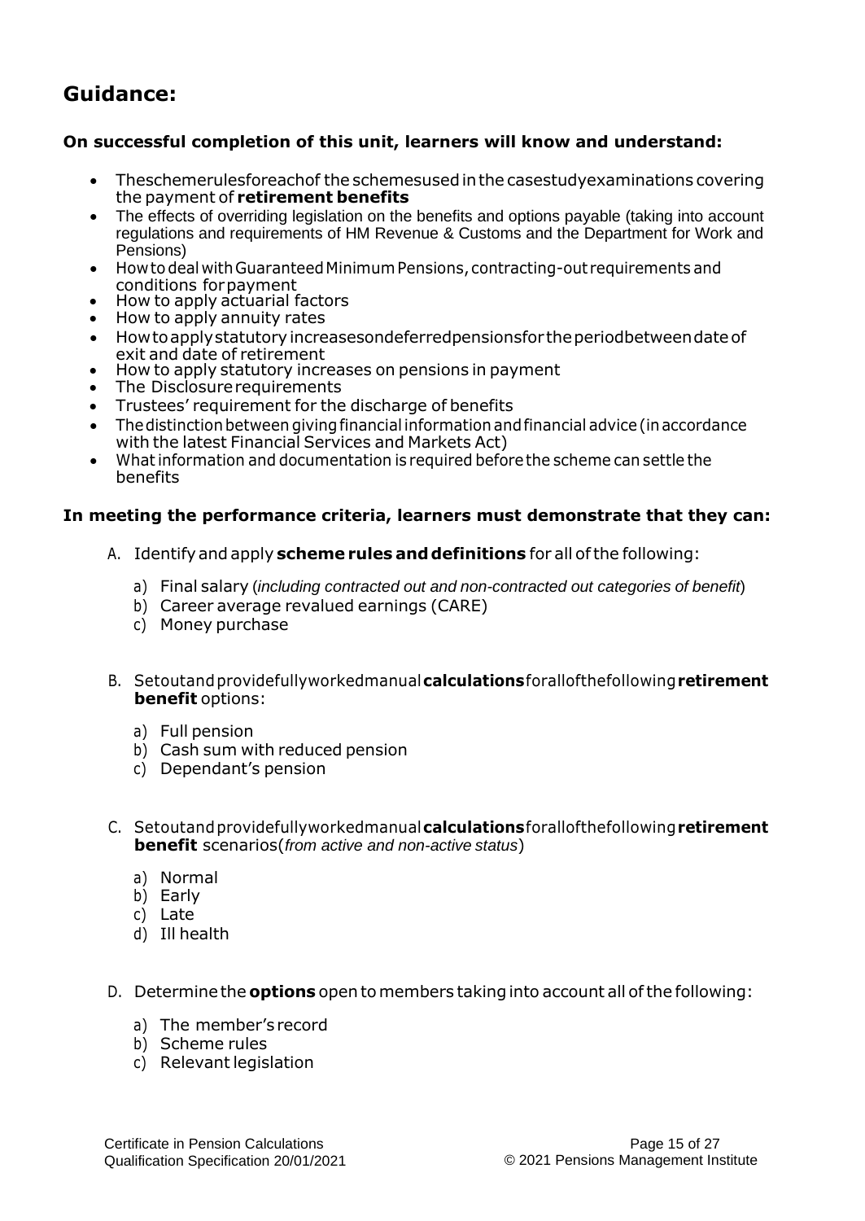## Guidance:

**On successful completion of this unit, learners will know and understand:**

- The scheme rules for each of the schemes used in the case study examinations covering the payment of **retirement benefits**
- The effects of overriding legislation on the benefits and options payable (taking into account regulations and requirements of HM Revenue & Customs and the Department for Work and Pensions)
- How to deal with Guaranteed Minimum Pensions, contracting-out requirements and conditions for payment
- How to apply actuarial factors
- How to apply annuity rates
- How to apply statutory increases on deferred pensions for the period between date of exit and date of retirement
- How to apply statutory increases on pensions in payment
- The Disclosure requirements
- Trustees' requirement for the discharge of benefits
- The distinction between giving financial information and financial advice (in accordance with the latest Financial Services and Markets Act)
- What information and documentation is required before the scheme can settle the benefits

**In meeting the performance criteria, learners must demonstrate that they can:**

A. Identify and apply **scheme rules and definitions** for all of the following:

   a) Final salary (*including contracted out and non-contracted out categories of benefit*)
   b) Career average revalued earnings (CARE)
   c) Money purchase

B. Set out and provide fully worked manual **calculations** for all of the following **retirement benefit** options:

   a) Full pension
   b) Cash sum with reduced pension
   c) Dependant's pension

C. Set out and provide fully worked manual **calculations** for all of the following **retirement benefit** scenarios (*from active and non-active status*)

   a) Normal
   b) Early
   c) Late
   d) Ill health

D. Determine the **options** open to members taking into account all of the following:

   a) The member's record
   b) Scheme rules
   c) Relevant legislation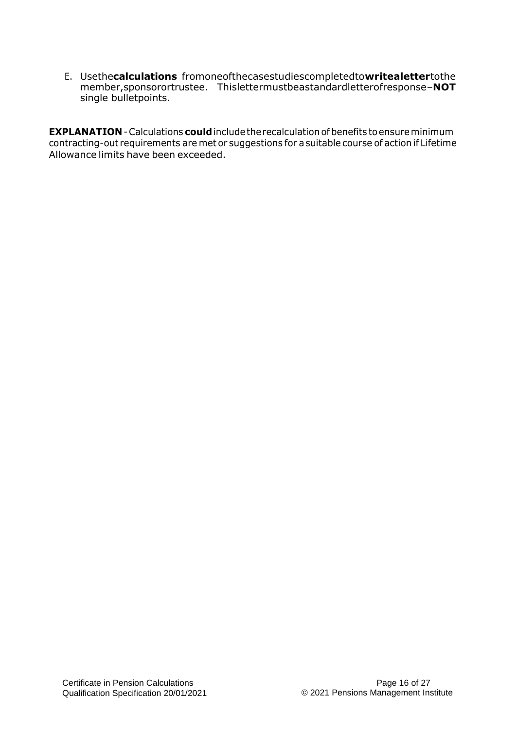E. Use the **calculations** from one of the case studies completed to **write a letter** to the member, sponsor or trustee. This letter must be a standard letter of response – **NOT** single bullet points.

**EXPLANATION** - Calculations **could** include the recalculation of benefits to ensure minimum contracting-out requirements are met or suggestions for a suitable course of action if Lifetime Allowance limits have been exceeded.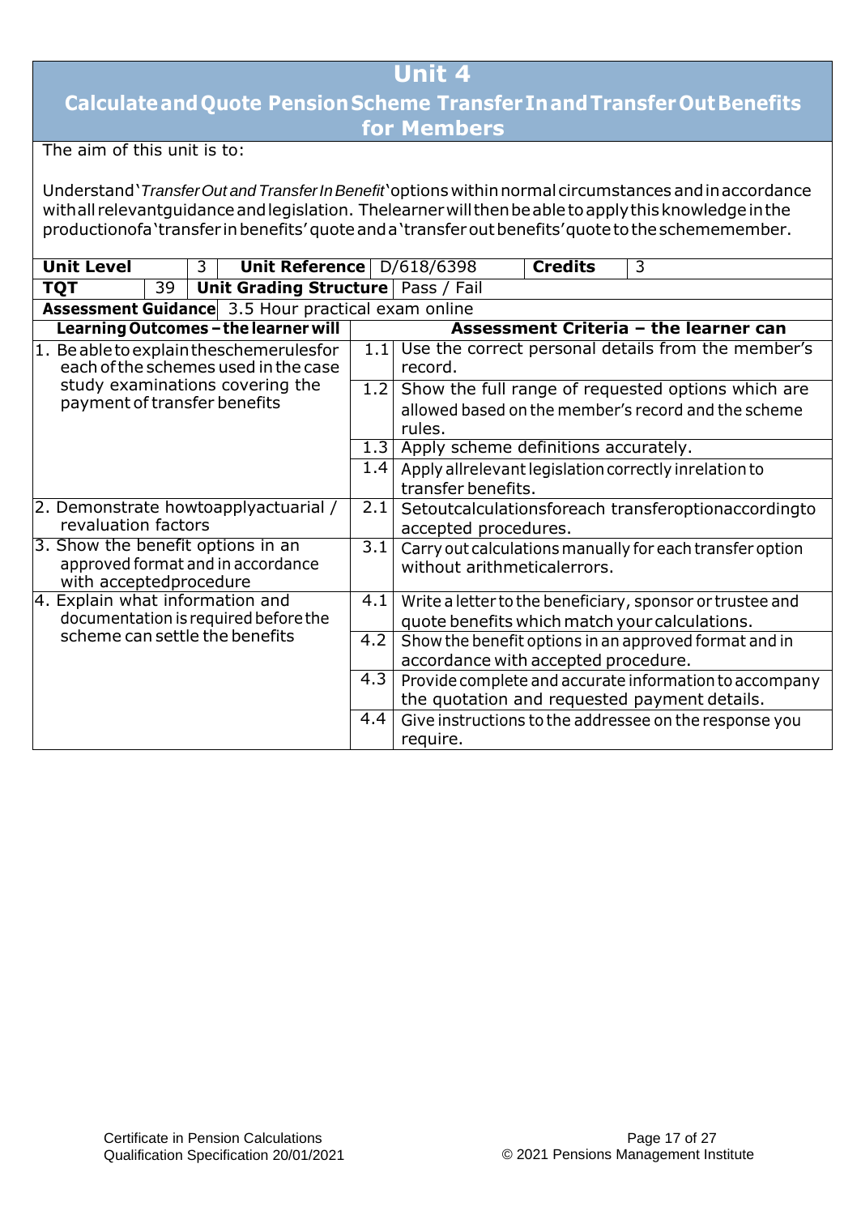# Unit 4

## Calculate and Quote Pension Scheme Transfer In and Transfer Out Benefits for Members

The aim of this unit is to:

Understand '*Transfer Out and Transfer In Benefit*' options within normal circumstances and in accordance with all relevant guidance and legislation. The learner will then be able to apply this knowledge in the production of a 'transfer in benefits' quote and a 'transfer out benefits' quote to the scheme member.

| **Unit Level** | 3 | **Unit Reference** | D/618/6398 | **Credits** | 3 |
|---|---|---|---|---|---|
| **TQT** | 39 | **Unit Grading Structure** | Pass / Fail | | |
| **Assessment Guidance** | 3.5 Hour practical exam online | | | | |

| **Learning Outcomes – the learner will** | | **Assessment Criteria – the learner can** |
|---|---|---|
| 1. Be able to explain the scheme rules for each of the schemes used in the case study examinations covering the payment of transfer benefits | 1.1 | Use the correct personal details from the member's record. |
| | 1.2 | Show the full range of requested options which are allowed based on the member's record and the scheme rules. |
| | 1.3 | Apply scheme definitions accurately. |
| | 1.4 | Apply all relevant legislation correctly in relation to transfer benefits. |
| 2. Demonstrate how to apply actuarial / revaluation factors | 2.1 | Set out calculations for each transfer option according to accepted procedures. |
| 3. Show the benefit options in an approved format and in accordance with accepted procedure | 3.1 | Carry out calculations manually for each transfer option without arithmetical errors. |
| 4. Explain what information and documentation is required before the scheme can settle the benefits | 4.1 | Write a letter to the beneficiary, sponsor or trustee and quote benefits which match your calculations. |
| | 4.2 | Show the benefit options in an approved format and in accordance with accepted procedure. |
| | 4.3 | Provide complete and accurate information to accompany the quotation and requested payment details. |
| | 4.4 | Give instructions to the addressee on the response you require. |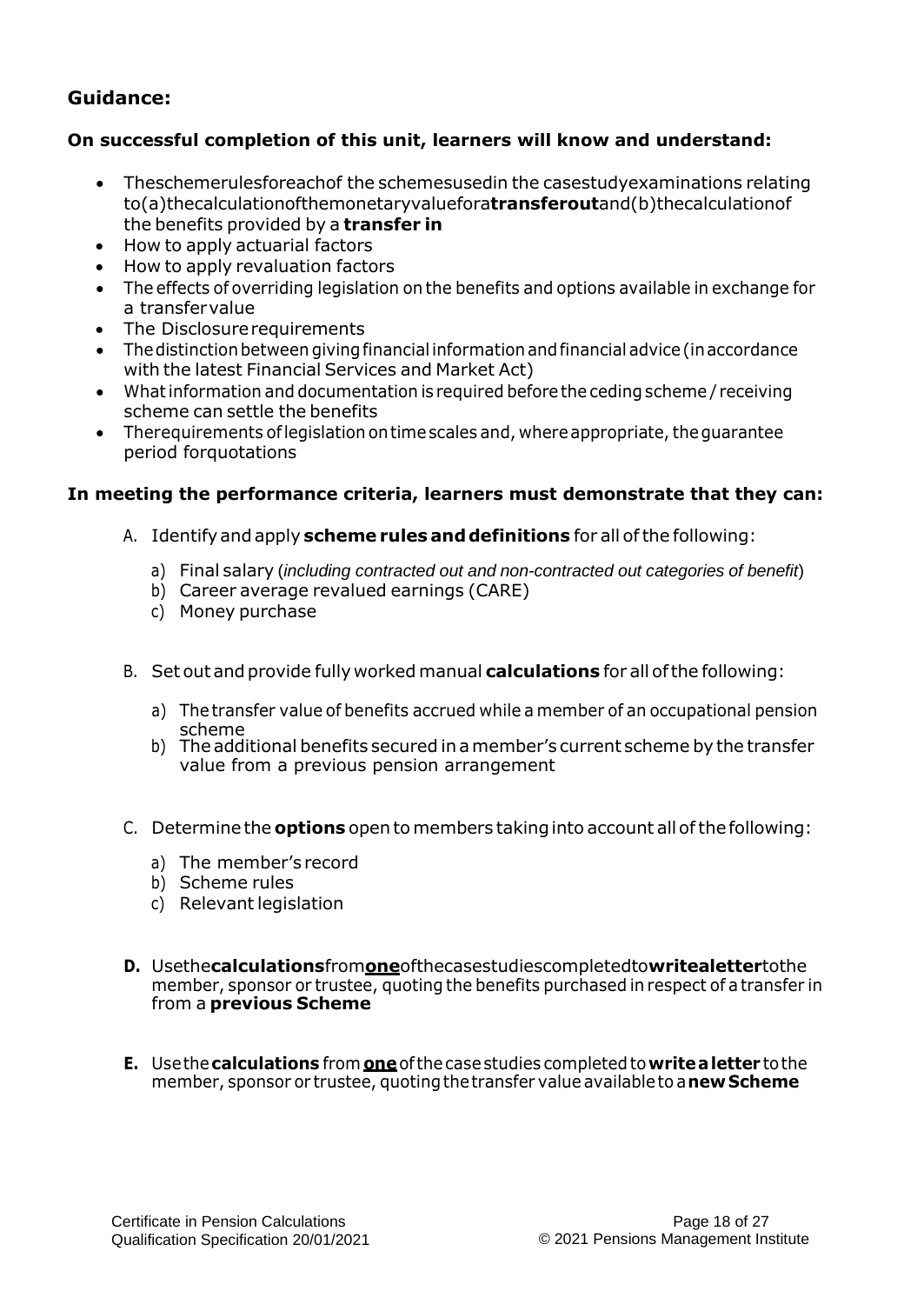## Guidance:

**On successful completion of this unit, learners will know and understand:**

- The scheme rules for each of the schemes used in the case study examinations relating to (a) the calculation of the monetary value for a **transfer out** and (b) the calculation of the benefits provided by a **transfer in**
- How to apply actuarial factors
- How to apply revaluation factors
- The effects of overriding legislation on the benefits and options available in exchange for a transfer value
- The Disclosure requirements
- The distinction between giving financial information and financial advice (in accordance with the latest Financial Services and Market Act)
- What information and documentation is required before the ceding scheme / receiving scheme can settle the benefits
- The requirements of legislation on time scales and, where appropriate, the guarantee period for quotations

**In meeting the performance criteria, learners must demonstrate that they can:**

A. Identify and apply **scheme rules and definitions** for all of the following:

   a) Final salary (*including contracted out and non-contracted out categories of benefit*)
   b) Career average revalued earnings (CARE)
   c) Money purchase

B. Set out and provide fully worked manual **calculations** for all of the following:

   a) The transfer value of benefits accrued while a member of an occupational pension scheme
   b) The additional benefits secured in a member's current scheme by the transfer value from a previous pension arrangement

C. Determine the **options** open to members taking into account all of the following:

   a) The member's record
   b) Scheme rules
   c) Relevant legislation

**D.** Use the **calculations** from **one** of the case studies completed to **write a letter** to the member, sponsor or trustee, quoting the benefits purchased in respect of a transfer in from a **previous Scheme**

**E.** Use the **calculations** from **one** of the case studies completed to **write a letter** to the member, sponsor or trustee, quoting the transfer value available to a **new Scheme**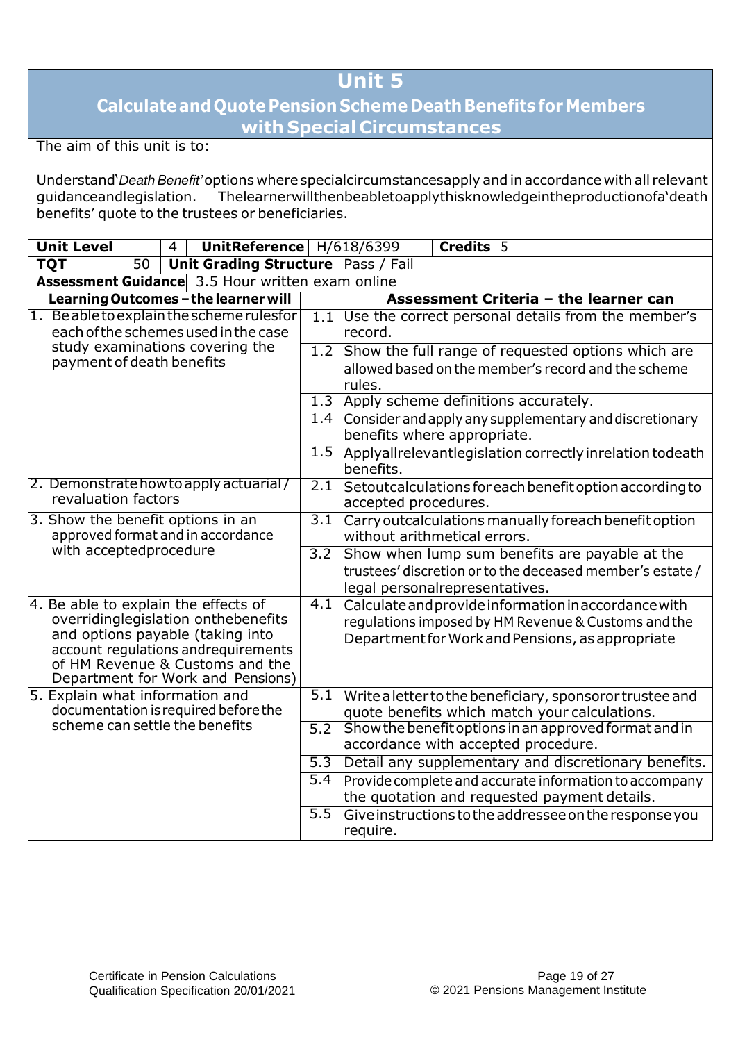# Unit 5

## Calculate and Quote Pension Scheme Death Benefits for Members with Special Circumstances

The aim of this unit is to:

Understand '*Death Benefit'* options where special circumstances apply and in accordance with all relevant guidance and legislation. The learner will then be able to apply this knowledge in the production of a 'death benefits' quote to the trustees or beneficiaries.

| **Unit Level** | 4 | **Unit Reference** | H/618/6399 | **Credits** | 5 |
|---|---|---|---|---|---|
| **TQT** | 50 | **Unit Grading Structure** | Pass / Fail | | |
| **Assessment Guidance** | 3.5 Hour written exam online | | | | |

| **Learning Outcomes – the learner will** | | **Assessment Criteria – the learner can** |
|---|---|---|
| 1. Be able to explain the scheme rules for each of the schemes used in the case study examinations covering the payment of death benefits | 1.1 | Use the correct personal details from the member's record. |
| | 1.2 | Show the full range of requested options which are allowed based on the member's record and the scheme rules. |
| | 1.3 | Apply scheme definitions accurately. |
| | 1.4 | Consider and apply any supplementary and discretionary benefits where appropriate. |
| | 1.5 | Apply all relevant legislation correctly in relation to death benefits. |
| 2. Demonstrate how to apply actuarial / revaluation factors | 2.1 | Set out calculations for each benefit option according to accepted procedures. |
| 3. Show the benefit options in an approved format and in accordance with accepted procedure | 3.1 | Carry out calculations manually for each benefit option without arithmetical errors. |
| | 3.2 | Show when lump sum benefits are payable at the trustees' discretion or to the deceased member's estate / legal personal representatives. |
| 4. Be able to explain the effects of overriding legislation on the benefits and options payable (taking into account regulations and requirements of HM Revenue & Customs and the Department for Work and Pensions) | 4.1 | Calculate and provide information in accordance with regulations imposed by HM Revenue & Customs and the Department for Work and Pensions, as appropriate |
| 5. Explain what information and documentation is required before the scheme can settle the benefits | 5.1 | Write a letter to the beneficiary, sponsor or trustee and quote benefits which match your calculations. |
| | 5.2 | Show the benefit options in an approved format and in accordance with accepted procedure. |
| | 5.3 | Detail any supplementary and discretionary benefits. |
| | 5.4 | Provide complete and accurate information to accompany the quotation and requested payment details. |
| | 5.5 | Give instructions to the addressee on the response you require. |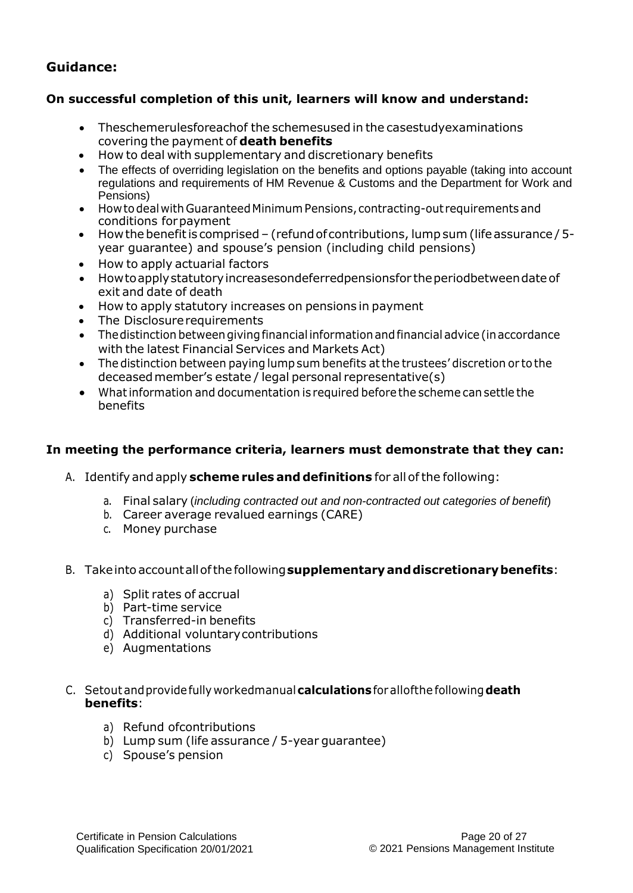## Guidance:

### On successful completion of this unit, learners will know and understand:

- The scheme rules for each of the schemes used in the case study examinations covering the payment of **death benefits**
- How to deal with supplementary and discretionary benefits
- The effects of overriding legislation on the benefits and options payable (taking into account regulations and requirements of HM Revenue & Customs and the Department for Work and Pensions)
- How to deal with Guaranteed Minimum Pensions, contracting-out requirements and conditions for payment
- How the benefit is comprised – (refund of contributions, lump sum (life assurance / 5-year guarantee) and spouse's pension (including child pensions)
- How to apply actuarial factors
- How to apply statutory increases on deferred pensions for the period between date of exit and date of death
- How to apply statutory increases on pensions in payment
- The Disclosure requirements
- The distinction between giving financial information and financial advice (in accordance with the latest Financial Services and Markets Act)
- The distinction between paying lump sum benefits at the trustees' discretion or to the deceased member's estate / legal personal representative(s)
- What information and documentation is required before the scheme can settle the benefits

### In meeting the performance criteria, learners must demonstrate that they can:

A. Identify and apply **scheme rules and definitions** for all of the following:

   a. Final salary (*including contracted out and non-contracted out categories of benefit*)
   b. Career average revalued earnings (CARE)
   c. Money purchase

B. Take into account all of the following **supplementary and discretionary benefits**:

   a) Split rates of accrual
   b) Part-time service
   c) Transferred-in benefits
   d) Additional voluntary contributions
   e) Augmentations

C. Set out and provide fully worked manual **calculations** for all of the following **death benefits**:

   a) Refund of contributions
   b) Lump sum (life assurance / 5-year guarantee)
   c) Spouse's pension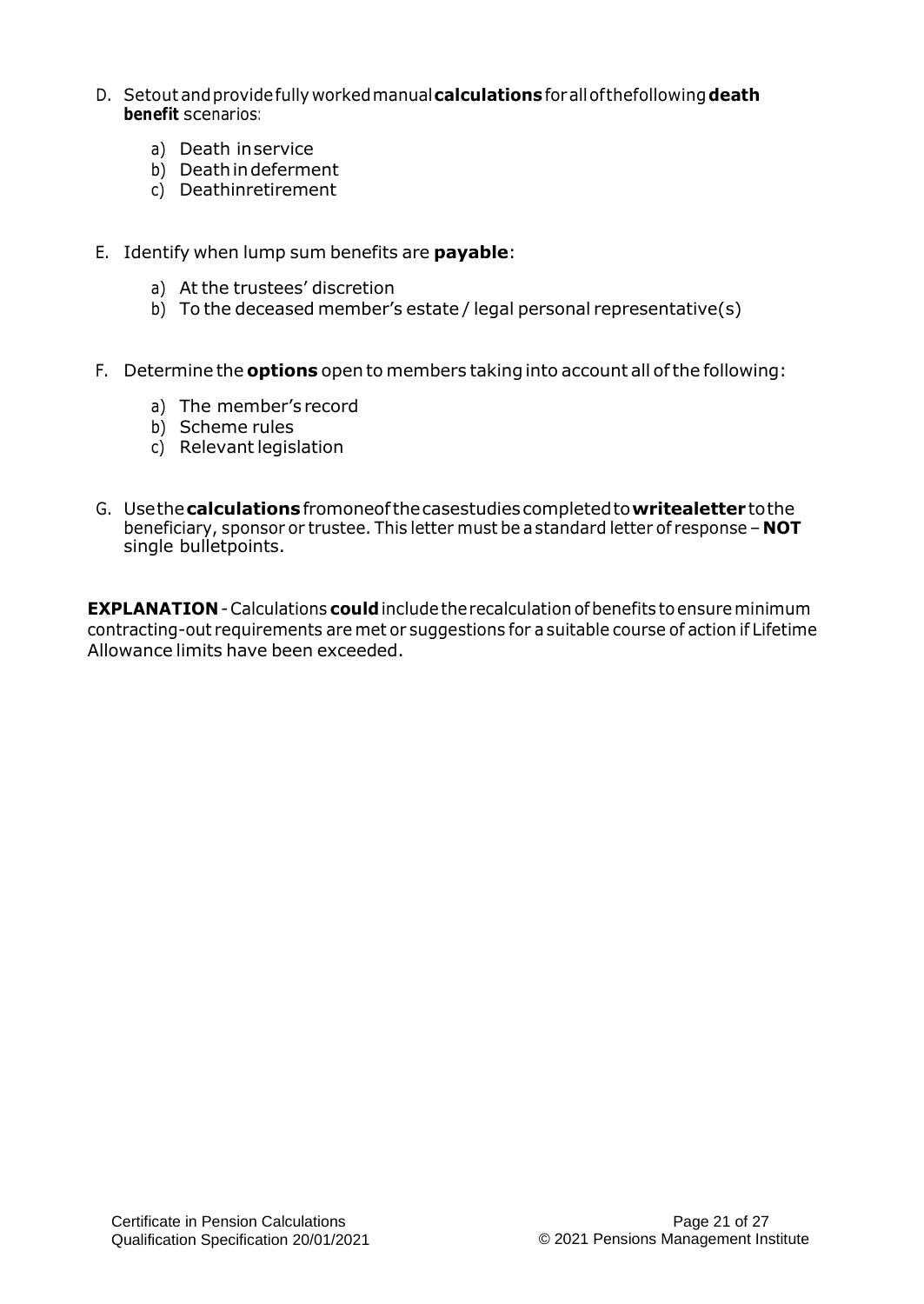D. Set out and provide fully worked manual **calculations** for all of the following **death benefit** scenarios:

   a) Death in service
   b) Death in deferment
   c) Death in retirement

E. Identify when lump sum benefits are **payable**:

   a) At the trustees' discretion
   b) To the deceased member's estate / legal personal representative(s)

F. Determine the **options** open to members taking into account all of the following:

   a) The member's record
   b) Scheme rules
   c) Relevant legislation

G. Use the **calculations** from one of the case studies completed to **write a letter** to the beneficiary, sponsor or trustee. This letter must be a standard letter of response – **NOT** single bullet points.

**EXPLANATION** - Calculations **could** include the recalculation of benefits to ensure minimum contracting-out requirements are met or suggestions for a suitable course of action if Lifetime Allowance limits have been exceeded.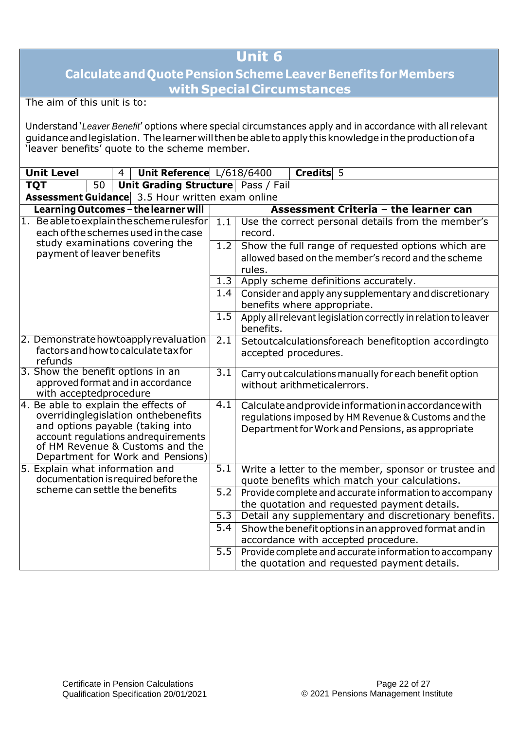# Unit 6

## Calculate and Quote Pension Scheme Leaver Benefits for Members with Special Circumstances

The aim of this unit is to:

Understand '*Leaver Benefit*' options where special circumstances apply and in accordance with all relevant guidance and legislation. The learner will then be able to apply this knowledge in the production of a 'leaver benefits' quote to the scheme member.

| **Unit Level** | 4 | **Unit Reference** | L/618/6400 | **Credits** | 5 |
|---|---|---|---|---|---|
| **TQT** | 50 | **Unit Grading Structure** | Pass / Fail | | |
| **Assessment Guidance** | 3.5 Hour written exam online | | | | |

| **Learning Outcomes – the learner will** | | **Assessment Criteria – the learner can** |
|---|---|---|
| 1. Be able to explain the scheme rules for each of the schemes used in the case study examinations covering the payment of leaver benefits | 1.1 | Use the correct personal details from the member's record. |
| | 1.2 | Show the full range of requested options which are allowed based on the member's record and the scheme rules. |
| | 1.3 | Apply scheme definitions accurately. |
| | 1.4 | Consider and apply any supplementary and discretionary benefits where appropriate. |
| | 1.5 | Apply all relevant legislation correctly in relation to leaver benefits. |
| 2. Demonstrate how to apply revaluation factors and how to calculate tax for refunds | 2.1 | Set out calculations for each benefit option according to accepted procedures. |
| 3. Show the benefit options in an approved format and in accordance with accepted procedure | 3.1 | Carry out calculations manually for each benefit option without arithmetical errors. |
| 4. Be able to explain the effects of overriding legislation on the benefits and options payable (taking into account regulations and requirements of HM Revenue & Customs and the Department for Work and Pensions) | 4.1 | Calculate and provide information in accordance with regulations imposed by HM Revenue & Customs and the Department for Work and Pensions, as appropriate |
| 5. Explain what information and documentation is required before the scheme can settle the benefits | 5.1 | Write a letter to the member, sponsor or trustee and quote benefits which match your calculations. |
| | 5.2 | Provide complete and accurate information to accompany the quotation and requested payment details. |
| | 5.3 | Detail any supplementary and discretionary benefits. |
| | 5.4 | Show the benefit options in an approved format and in accordance with accepted procedure. |
| | 5.5 | Provide complete and accurate information to accompany the quotation and requested payment details. |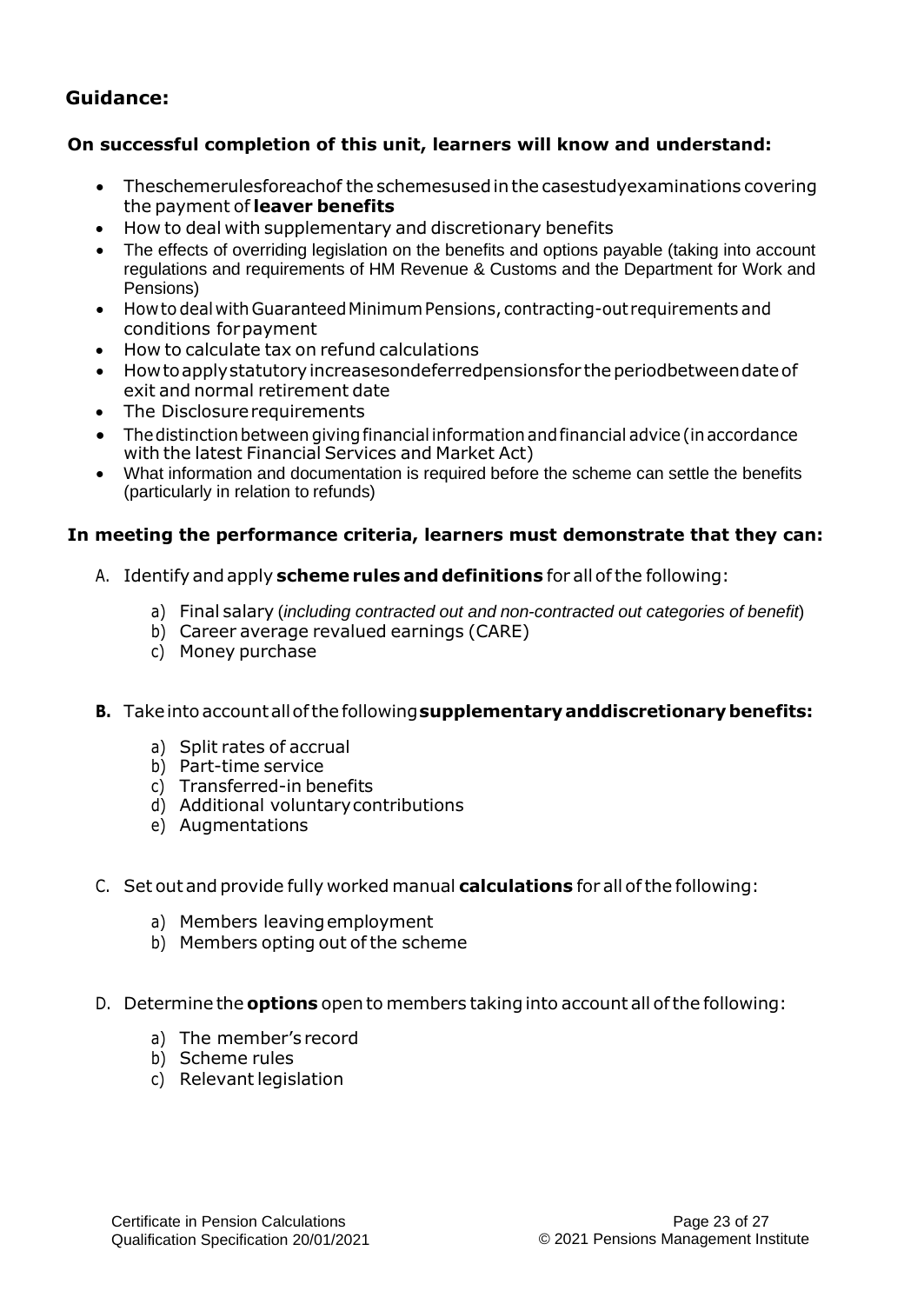## Guidance:

### On successful completion of this unit, learners will know and understand:

- The scheme rules for each of the schemes used in the case study examinations covering the payment of **leaver benefits**
- How to deal with supplementary and discretionary benefits
- The effects of overriding legislation on the benefits and options payable (taking into account regulations and requirements of HM Revenue & Customs and the Department for Work and Pensions)
- How to deal with Guaranteed Minimum Pensions, contracting-out requirements and conditions for payment
- How to calculate tax on refund calculations
- How to apply statutory increases on deferred pensions for the period between date of exit and normal retirement date
- The Disclosure requirements
- The distinction between giving financial information and financial advice (in accordance with the latest Financial Services and Market Act)
- What information and documentation is required before the scheme can settle the benefits (particularly in relation to refunds)

### In meeting the performance criteria, learners must demonstrate that they can:

A. Identify and apply **scheme rules and definitions** for all of the following:

   a) Final salary (*including contracted out and non-contracted out categories of benefit*)
   b) Career average revalued earnings (CARE)
   c) Money purchase

**B.** Take into account all of the following **supplementary and discretionary benefits:**

   a) Split rates of accrual
   b) Part-time service
   c) Transferred-in benefits
   d) Additional voluntary contributions
   e) Augmentations

C. Set out and provide fully worked manual **calculations** for all of the following:

   a) Members leaving employment
   b) Members opting out of the scheme

D. Determine the **options** open to members taking into account all of the following:

   a) The member's record
   b) Scheme rules
   c) Relevant legislation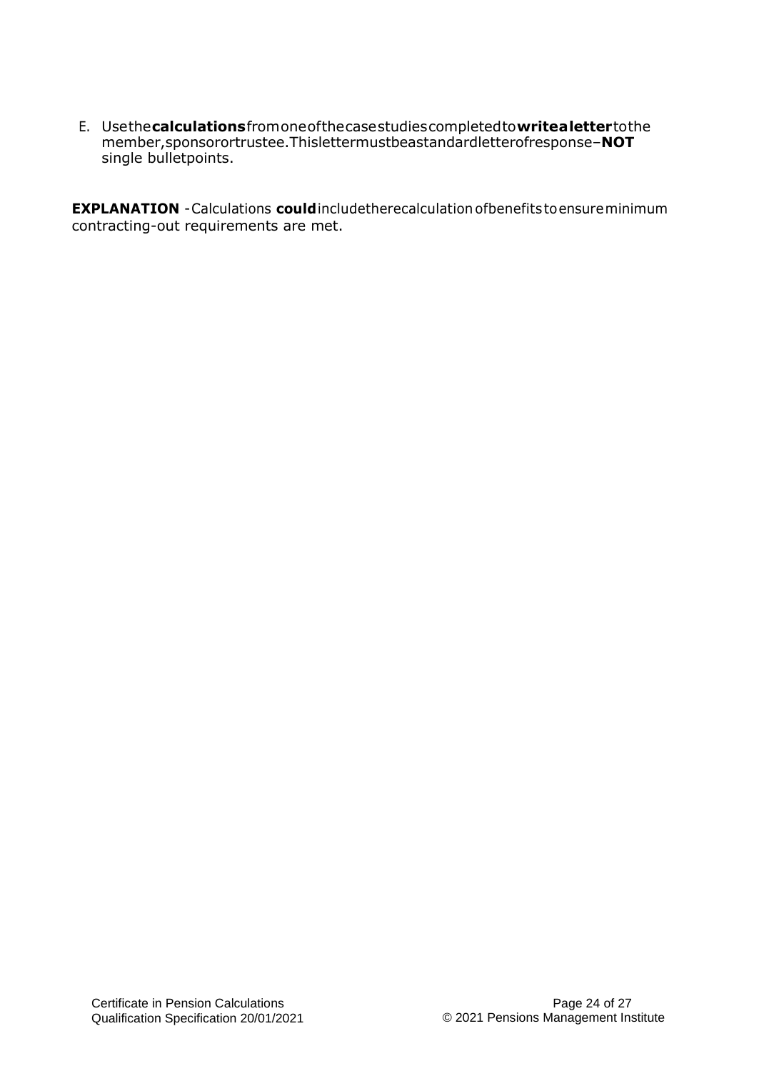E. Use the **calculations** from one of the case studies completed to **write a letter** to the member, sponsor or trustee. This letter must be a standard letter of response – **NOT** single bullet points.

**EXPLANATION** - Calculations **could** include the recalculation of benefits to ensure minimum contracting-out requirements are met.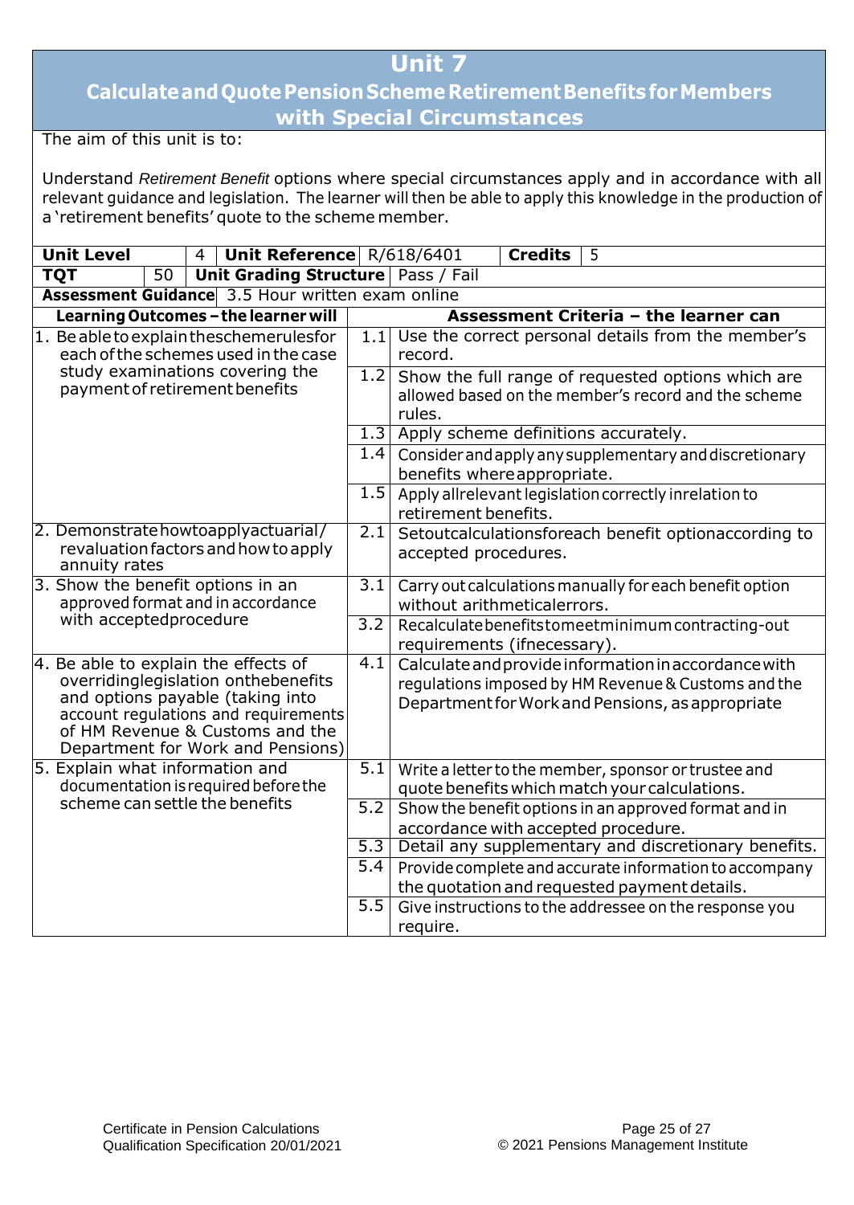# Unit 7

## Calculate and Quote Pension Scheme Retirement Benefits for Members with Special Circumstances

The aim of this unit is to:

Understand *Retirement Benefit* options where special circumstances apply and in accordance with all relevant guidance and legislation. The learner will then be able to apply this knowledge in the production of a 'retirement benefits' quote to the scheme member.

| **Unit Level** | 4 | **Unit Reference** | R/618/6401 | **Credits** | 5 |
|---|---|---|---|---|---|
| **TQT** | 50 | **Unit Grading Structure** | Pass / Fail | | |
| **Assessment Guidance** | 3.5 Hour written exam online | | | | |

| **Learning Outcomes – the learner will** | | **Assessment Criteria – the learner can** |
|---|---|---|
| 1. Be able to explain the scheme rules for each of the schemes used in the case study examinations covering the payment of retirement benefits | 1.1 | Use the correct personal details from the member's record. |
| | 1.2 | Show the full range of requested options which are allowed based on the member's record and the scheme rules. |
| | 1.3 | Apply scheme definitions accurately. |
| | 1.4 | Consider and apply any supplementary and discretionary benefits where appropriate. |
| | 1.5 | Apply all relevant legislation correctly in relation to retirement benefits. |
| 2. Demonstrate how to apply actuarial/ revaluation factors and how to apply annuity rates | 2.1 | Set out calculations for each benefit option according to accepted procedures. |
| 3. Show the benefit options in an approved format and in accordance with accepted procedure | 3.1 | Carry out calculations manually for each benefit option without arithmetical errors. |
| | 3.2 | Recalculate benefits to meet minimum contracting-out requirements (if necessary). |
| 4. Be able to explain the effects of overriding legislation on the benefits and options payable (taking into account regulations and requirements of HM Revenue & Customs and the Department for Work and Pensions) | 4.1 | Calculate and provide information in accordance with regulations imposed by HM Revenue & Customs and the Department for Work and Pensions, as appropriate |
| 5. Explain what information and documentation is required before the scheme can settle the benefits | 5.1 | Write a letter to the member, sponsor or trustee and quote benefits which match your calculations. |
| | 5.2 | Show the benefit options in an approved format and in accordance with accepted procedure. |
| | 5.3 | Detail any supplementary and discretionary benefits. |
| | 5.4 | Provide complete and accurate information to accompany the quotation and requested payment details. |
| | 5.5 | Give instructions to the addressee on the response you require. |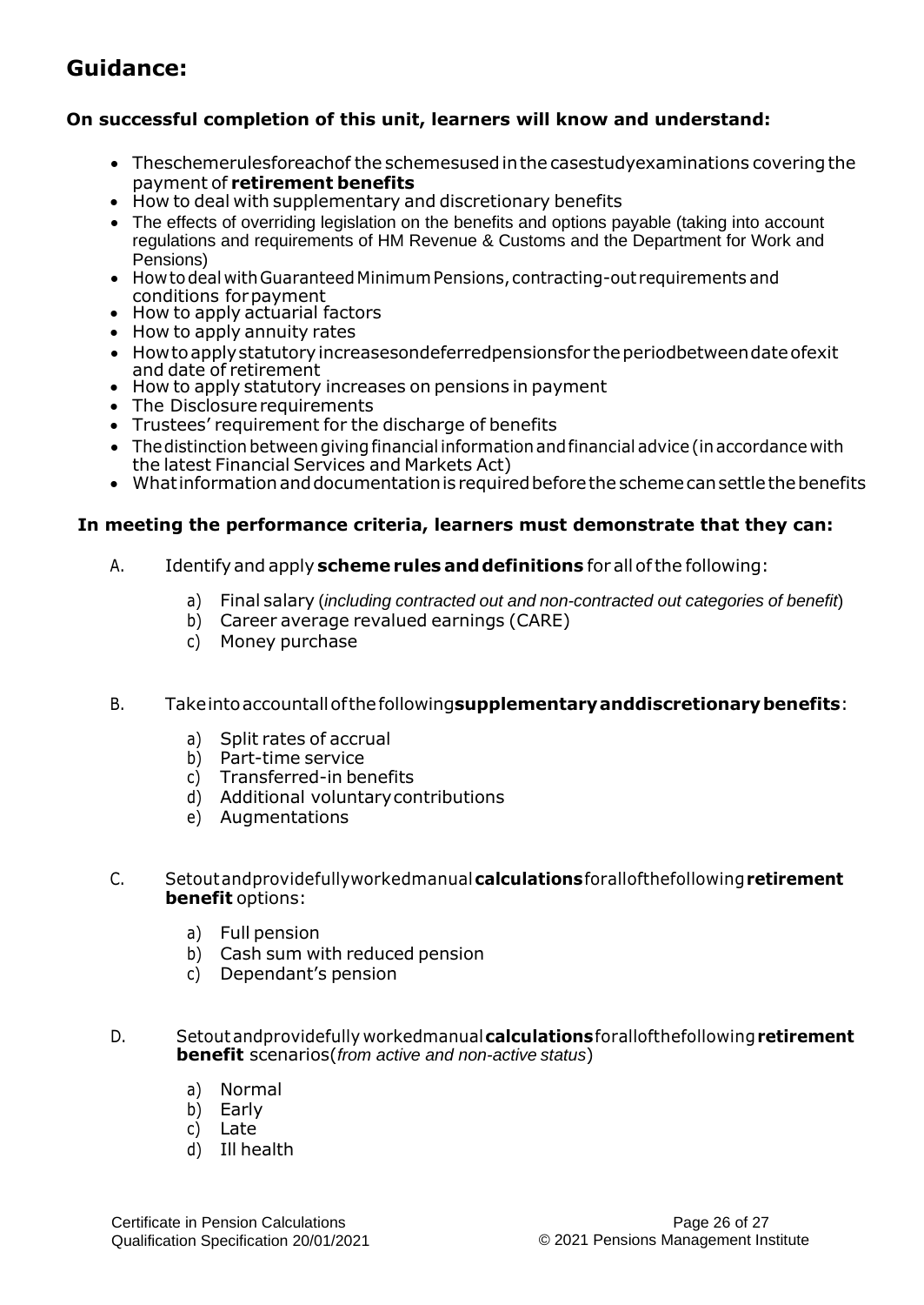## Guidance:

**On successful completion of this unit, learners will know and understand:**

- The scheme rules for each of the schemes used in the case study examinations covering the payment of **retirement benefits**
- How to deal with supplementary and discretionary benefits
- The effects of overriding legislation on the benefits and options payable (taking into account regulations and requirements of HM Revenue & Customs and the Department for Work and Pensions)
- How to deal with Guaranteed Minimum Pensions, contracting-out requirements and conditions for payment
- How to apply actuarial factors
- How to apply annuity rates
- How to apply statutory increases on deferred pensions for the period between date of exit and date of retirement
- How to apply statutory increases on pensions in payment
- The Disclosure requirements
- Trustees' requirement for the discharge of benefits
- The distinction between giving financial information and financial advice (in accordance with the latest Financial Services and Markets Act)
- What information and documentation is required before the scheme can settle the benefits

**In meeting the performance criteria, learners must demonstrate that they can:**

A. Identify and apply **scheme rules and definitions** for all of the following:

   a) Final salary (*including contracted out and non-contracted out categories of benefit*)
   b) Career average revalued earnings (CARE)
   c) Money purchase

B. Take into account all of the following **supplementary and discretionary benefits**:

   a) Split rates of accrual
   b) Part-time service
   c) Transferred-in benefits
   d) Additional voluntary contributions
   e) Augmentations

C. Set out and provide fully worked manual **calculations** for all of the following **retirement benefit** options:

   a) Full pension
   b) Cash sum with reduced pension
   c) Dependant's pension

D. Set out and provide fully worked manual **calculations** for all of the following **retirement benefit** scenarios (*from active and non-active status*)

   a) Normal
   b) Early
   c) Late
   d) Ill health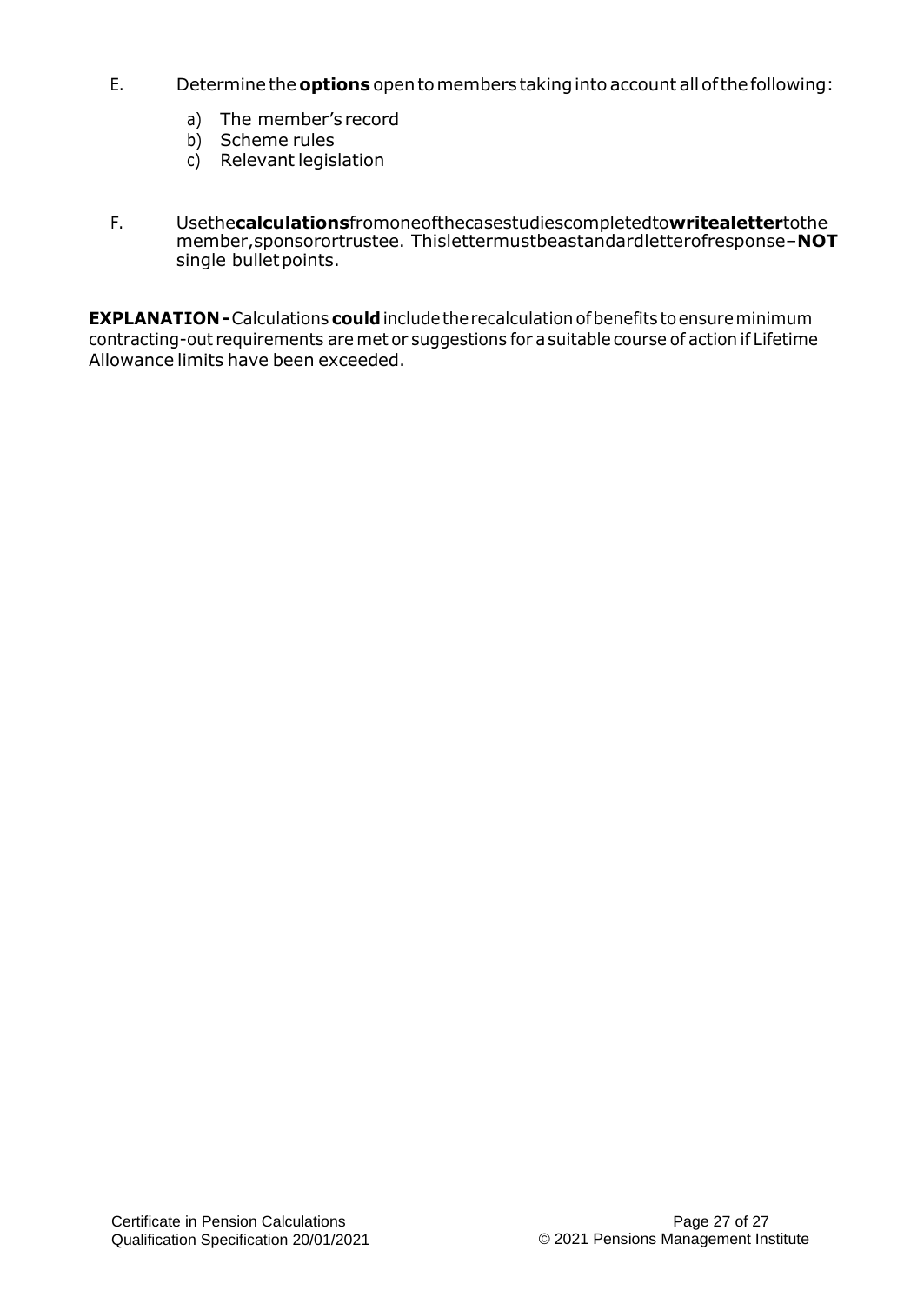E. Determine the **options** open to members taking into account all of the following:

   a) The member's record
   b) Scheme rules
   c) Relevant legislation

F. Use the **calculations** from one of the case studies completed to **write a letter** to the member, sponsor or trustee. This letter must be a standard letter of response – **NOT** single bullet points.

**EXPLANATION -** Calculations **could** include the recalculation of benefits to ensure minimum contracting-out requirements are met or suggestions for a suitable course of action if Lifetime Allowance limits have been exceeded.